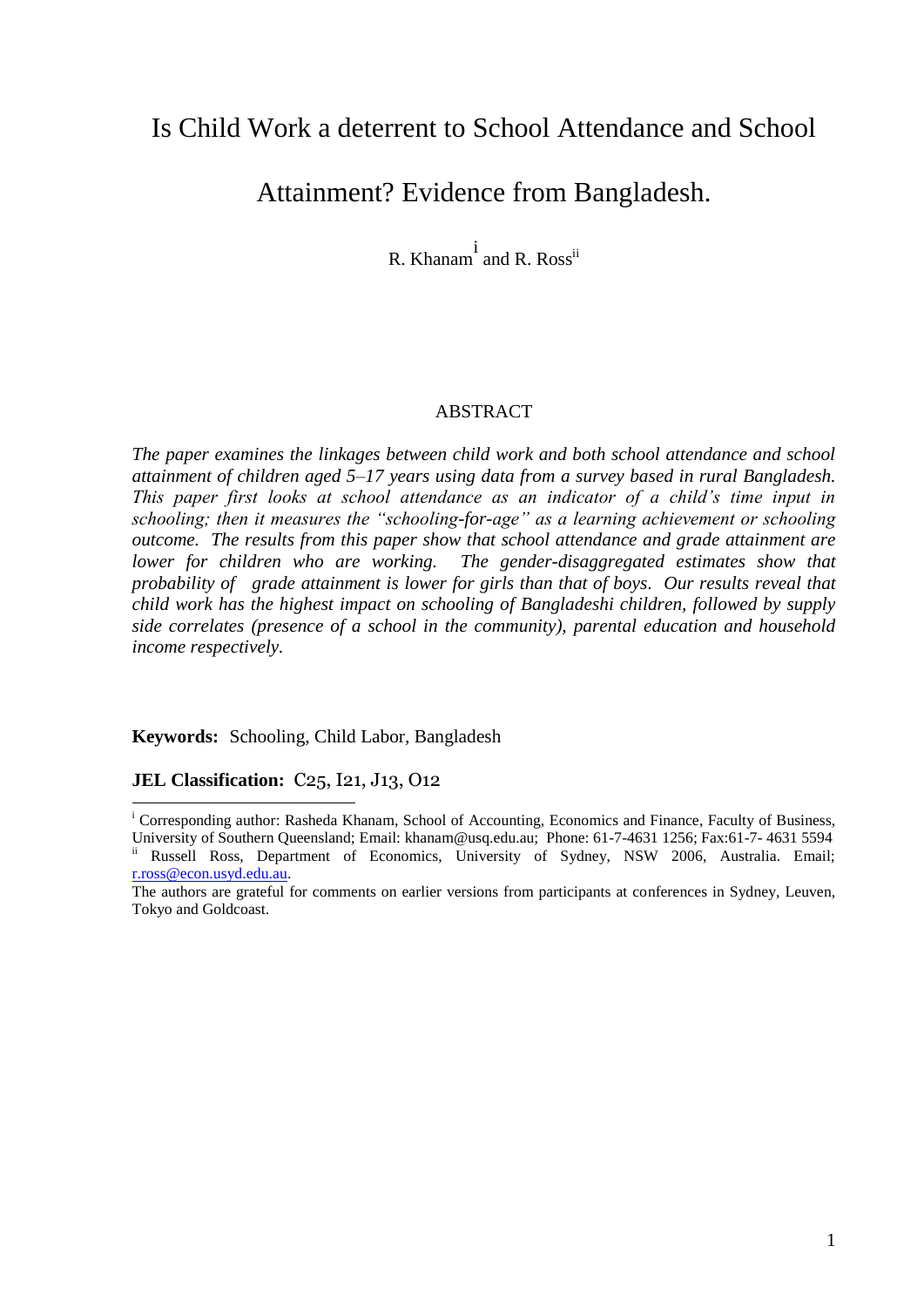# Is Child Work a deterrent to School Attendance and School Attainment? Evidence from Bangladesh.

R. Khanam[i] and R. Ross[ii]

## ABSTRACT

*The paper examines the linkages between child work and both school attendance and school attainment of children aged 5–17 years using data from a survey based in rural Bangladesh. This paper first looks at school attendance as an indicator of a child's time input in schooling; then it measures the "schooling-for-age" as a learning achievement or schooling outcome. The results from this paper show that school attendance and grade attainment are lower for children who are working. The gender-disaggregated estimates show that probability of grade attainment is lower for girls than that of boys. Our results reveal that child work has the highest impact on schooling of Bangladeshi children, followed by supply side correlates (presence of a school in the community), parental education and household income respectively.*

**Keywords:** Schooling, Child Labor, Bangladesh

**JEL Classification:** C25, I21, J13, O12

---

[i] Corresponding author: Rasheda Khanam, School of Accounting, Economics and Finance, Faculty of Business, University of Southern Queensland; Email: khanam@usq.edu.au; Phone: 61-7-4631 1256; Fax:61-7- 4631 5594

[ii] Russell Ross, Department of Economics, University of Sydney, NSW 2006, Australia. Email; r.ross@econ.usyd.edu.au.

The authors are grateful for comments on earlier versions from participants at conferences in Sydney, Leuven, Tokyo and Goldcoast.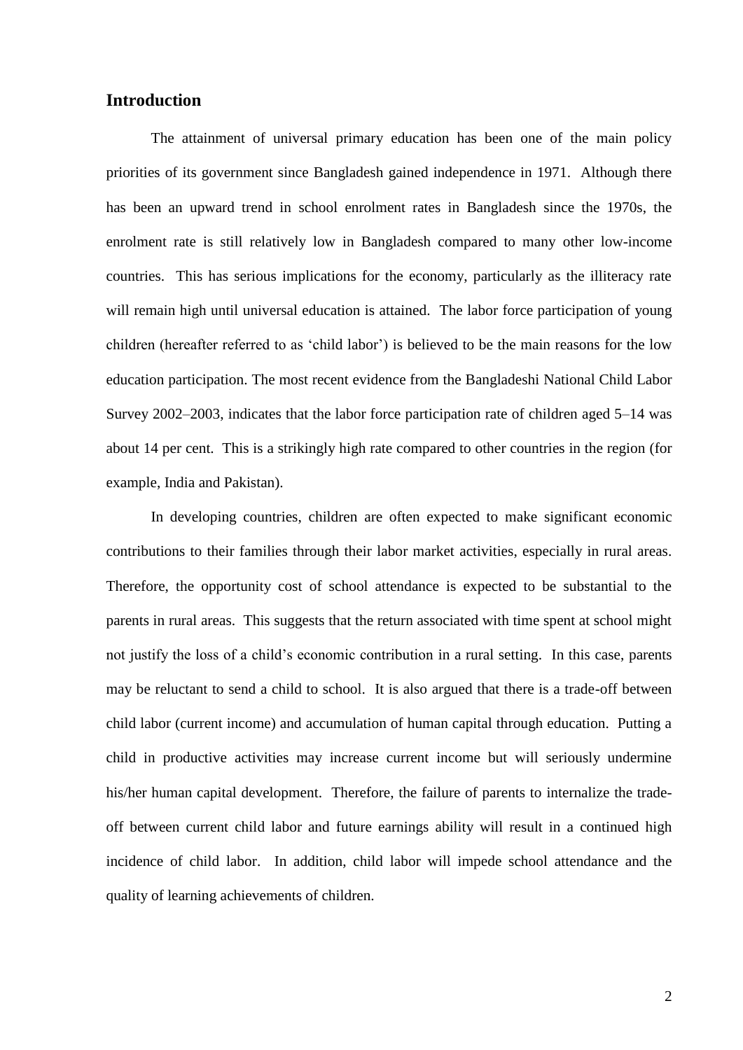## Introduction

The attainment of universal primary education has been one of the main policy priorities of its government since Bangladesh gained independence in 1971. Although there has been an upward trend in school enrolment rates in Bangladesh since the 1970s, the enrolment rate is still relatively low in Bangladesh compared to many other low-income countries. This has serious implications for the economy, particularly as the illiteracy rate will remain high until universal education is attained. The labor force participation of young children (hereafter referred to as 'child labor') is believed to be the main reasons for the low education participation. The most recent evidence from the Bangladeshi National Child Labor Survey 2002–2003, indicates that the labor force participation rate of children aged 5–14 was about 14 per cent. This is a strikingly high rate compared to other countries in the region (for example, India and Pakistan).

In developing countries, children are often expected to make significant economic contributions to their families through their labor market activities, especially in rural areas. Therefore, the opportunity cost of school attendance is expected to be substantial to the parents in rural areas. This suggests that the return associated with time spent at school might not justify the loss of a child's economic contribution in a rural setting. In this case, parents may be reluctant to send a child to school. It is also argued that there is a trade-off between child labor (current income) and accumulation of human capital through education. Putting a child in productive activities may increase current income but will seriously undermine his/her human capital development. Therefore, the failure of parents to internalize the trade-off between current child labor and future earnings ability will result in a continued high incidence of child labor. In addition, child labor will impede school attendance and the quality of learning achievements of children.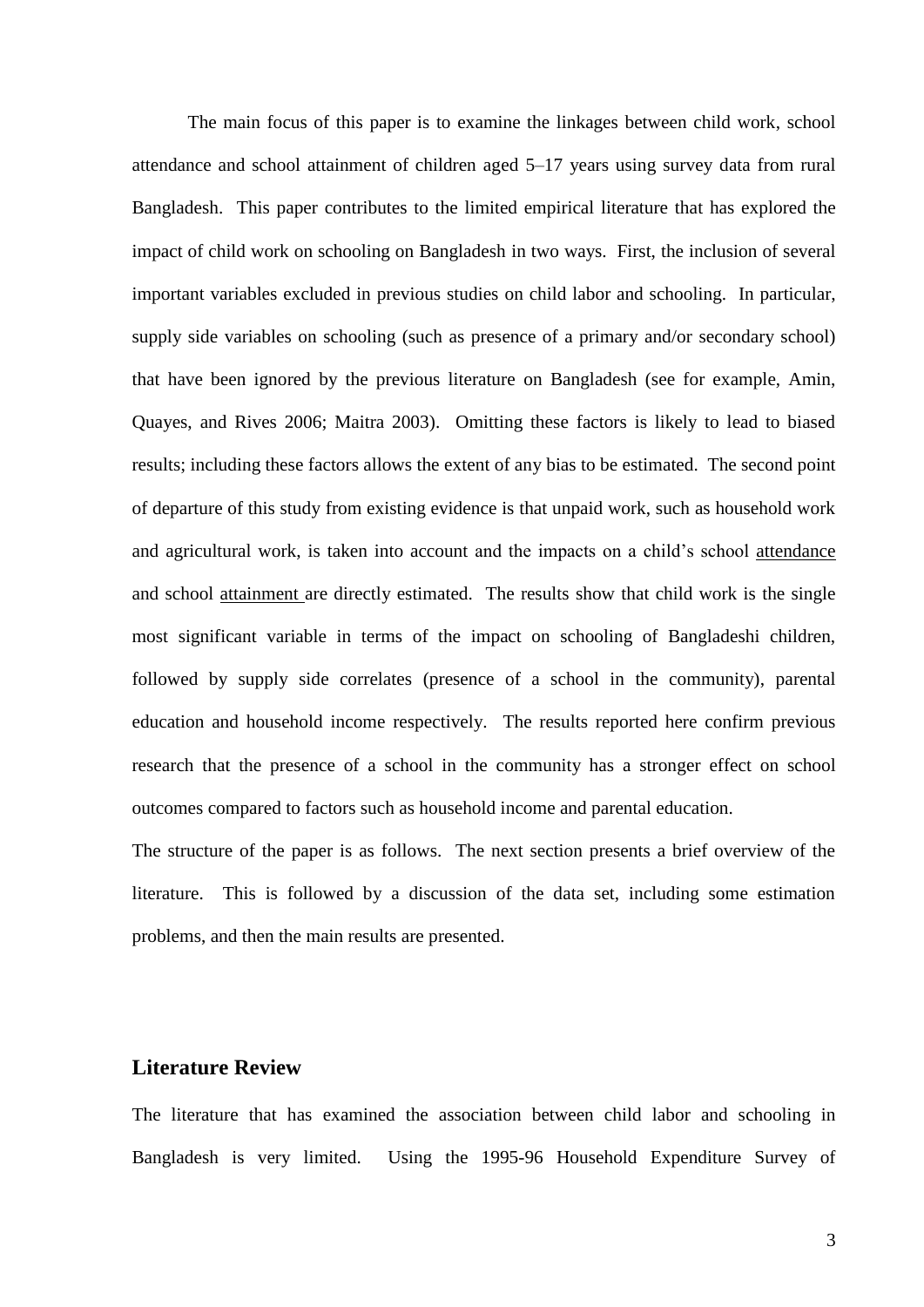The main focus of this paper is to examine the linkages between child work, school attendance and school attainment of children aged 5–17 years using survey data from rural Bangladesh. This paper contributes to the limited empirical literature that has explored the impact of child work on schooling on Bangladesh in two ways. First, the inclusion of several important variables excluded in previous studies on child labor and schooling. In particular, supply side variables on schooling (such as presence of a primary and/or secondary school) that have been ignored by the previous literature on Bangladesh (see for example, Amin, Quayes, and Rives 2006; Maitra 2003). Omitting these factors is likely to lead to biased results; including these factors allows the extent of any bias to be estimated. The second point of departure of this study from existing evidence is that unpaid work, such as household work and agricultural work, is taken into account and the impacts on a child's school attendance and school attainment are directly estimated. The results show that child work is the single most significant variable in terms of the impact on schooling of Bangladeshi children, followed by supply side correlates (presence of a school in the community), parental education and household income respectively. The results reported here confirm previous research that the presence of a school in the community has a stronger effect on school outcomes compared to factors such as household income and parental education.

The structure of the paper is as follows. The next section presents a brief overview of the literature. This is followed by a discussion of the data set, including some estimation problems, and then the main results are presented.

## Literature Review

The literature that has examined the association between child labor and schooling in Bangladesh is very limited. Using the 1995-96 Household Expenditure Survey of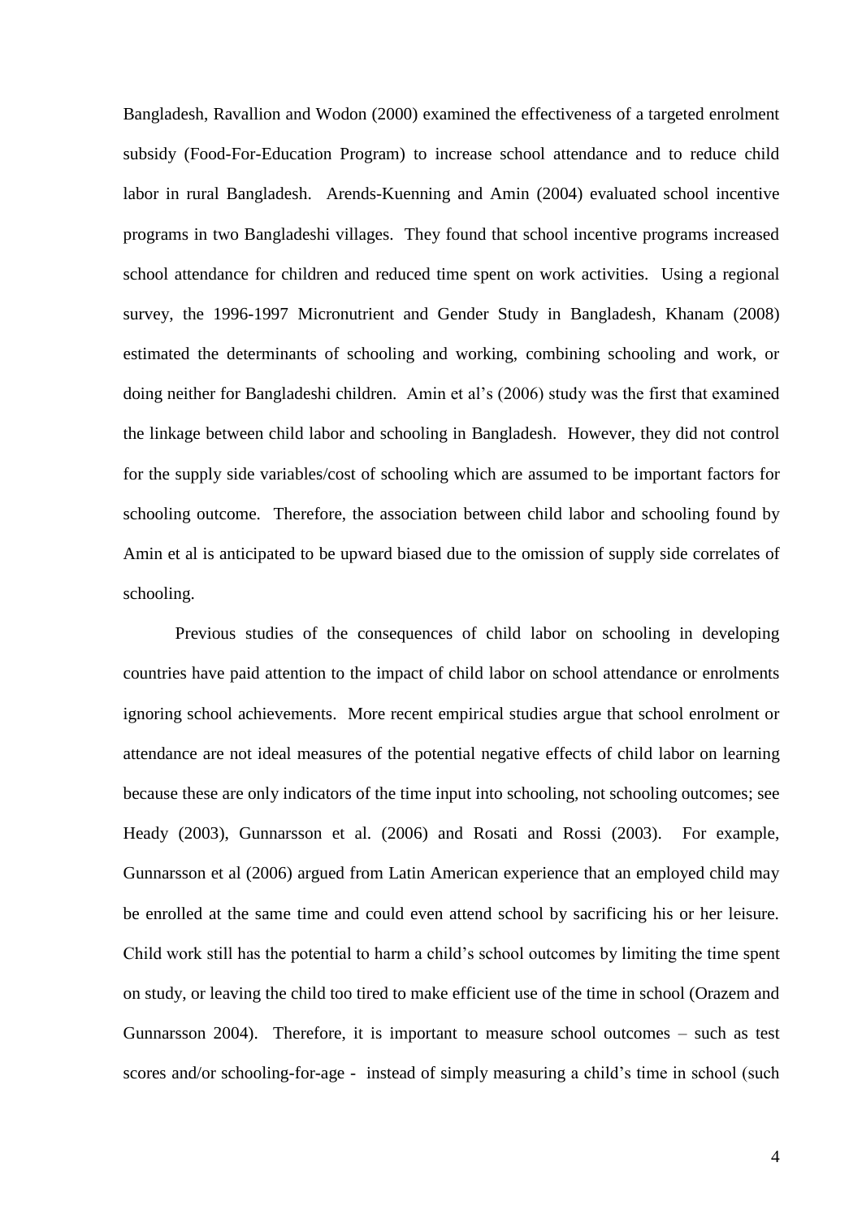Bangladesh, Ravallion and Wodon (2000) examined the effectiveness of a targeted enrolment subsidy (Food-For-Education Program) to increase school attendance and to reduce child labor in rural Bangladesh. Arends-Kuenning and Amin (2004) evaluated school incentive programs in two Bangladeshi villages. They found that school incentive programs increased school attendance for children and reduced time spent on work activities. Using a regional survey, the 1996-1997 Micronutrient and Gender Study in Bangladesh, Khanam (2008) estimated the determinants of schooling and working, combining schooling and work, or doing neither for Bangladeshi children. Amin et al's (2006) study was the first that examined the linkage between child labor and schooling in Bangladesh. However, they did not control for the supply side variables/cost of schooling which are assumed to be important factors for schooling outcome. Therefore, the association between child labor and schooling found by Amin et al is anticipated to be upward biased due to the omission of supply side correlates of schooling.

Previous studies of the consequences of child labor on schooling in developing countries have paid attention to the impact of child labor on school attendance or enrolments ignoring school achievements. More recent empirical studies argue that school enrolment or attendance are not ideal measures of the potential negative effects of child labor on learning because these are only indicators of the time input into schooling, not schooling outcomes; see Heady (2003), Gunnarsson et al. (2006) and Rosati and Rossi (2003). For example, Gunnarsson et al (2006) argued from Latin American experience that an employed child may be enrolled at the same time and could even attend school by sacrificing his or her leisure. Child work still has the potential to harm a child's school outcomes by limiting the time spent on study, or leaving the child too tired to make efficient use of the time in school (Orazem and Gunnarsson 2004). Therefore, it is important to measure school outcomes – such as test scores and/or schooling-for-age - instead of simply measuring a child's time in school (such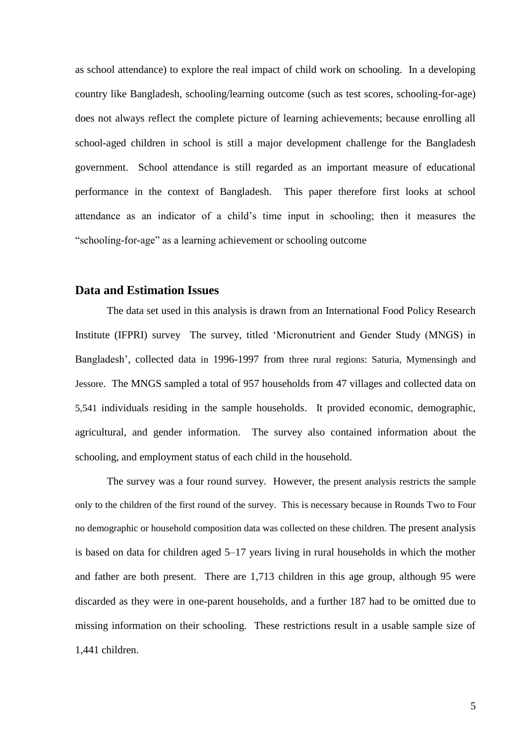as school attendance) to explore the real impact of child work on schooling. In a developing country like Bangladesh, schooling/learning outcome (such as test scores, schooling-for-age) does not always reflect the complete picture of learning achievements; because enrolling all school-aged children in school is still a major development challenge for the Bangladesh government. School attendance is still regarded as an important measure of educational performance in the context of Bangladesh. This paper therefore first looks at school attendance as an indicator of a child's time input in schooling; then it measures the "schooling-for-age" as a learning achievement or schooling outcome

## Data and Estimation Issues

The data set used in this analysis is drawn from an International Food Policy Research Institute (IFPRI) survey The survey, titled 'Micronutrient and Gender Study (MNGS) in Bangladesh', collected data in 1996-1997 from three rural regions: Saturia, Mymensingh and Jessore. The MNGS sampled a total of 957 households from 47 villages and collected data on 5,541 individuals residing in the sample households. It provided economic, demographic, agricultural, and gender information. The survey also contained information about the schooling, and employment status of each child in the household.

The survey was a four round survey. However, the present analysis restricts the sample only to the children of the first round of the survey. This is necessary because in Rounds Two to Four no demographic or household composition data was collected on these children. The present analysis is based on data for children aged 5–17 years living in rural households in which the mother and father are both present. There are 1,713 children in this age group, although 95 were discarded as they were in one-parent households, and a further 187 had to be omitted due to missing information on their schooling. These restrictions result in a usable sample size of 1,441 children.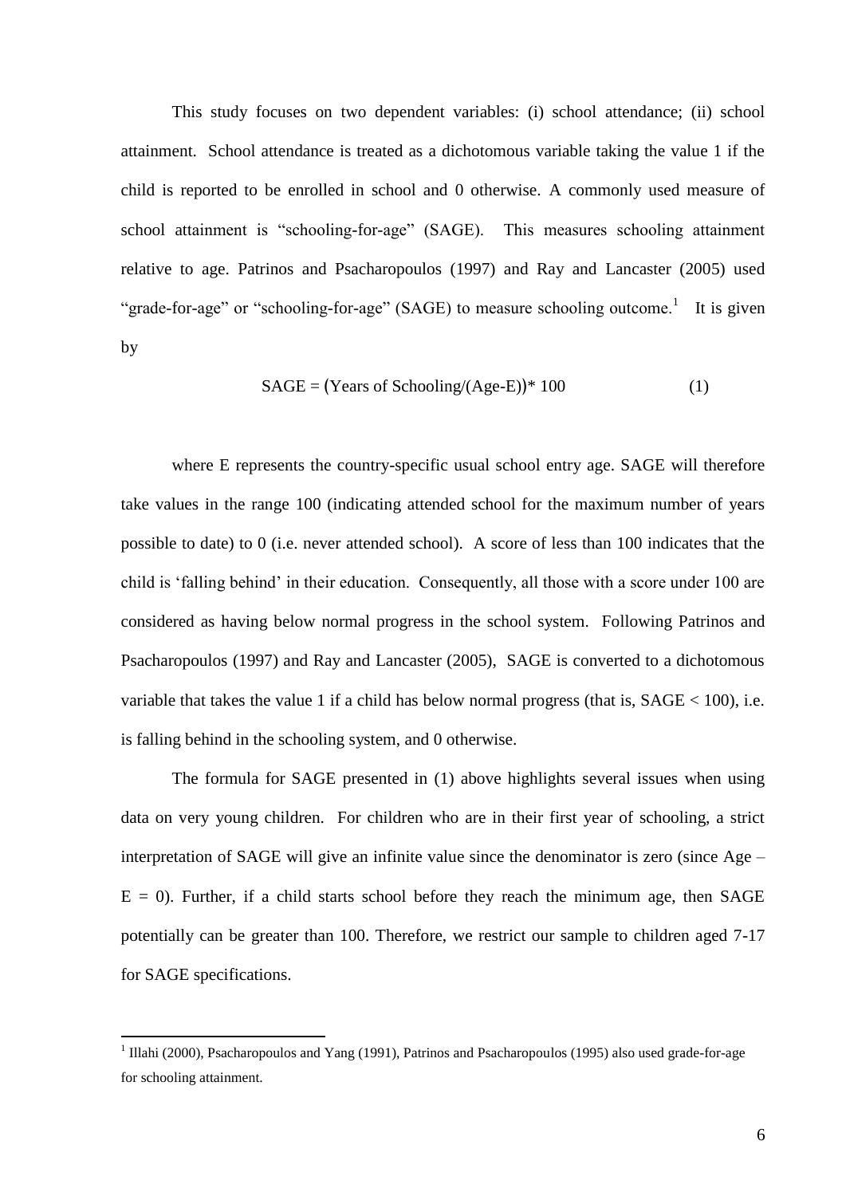This study focuses on two dependent variables: (i) school attendance; (ii) school attainment. School attendance is treated as a dichotomous variable taking the value 1 if the child is reported to be enrolled in school and 0 otherwise. A commonly used measure of school attainment is "schooling-for-age" (SAGE). This measures schooling attainment relative to age. Patrinos and Psacharopoulos (1997) and Ray and Lancaster (2005) used "grade-for-age" or "schooling-for-age" (SAGE) to measure schooling outcome.[1] It is given by

$$\text{SAGE} = (\text{Years of Schooling}/(\text{Age-E}))* 100 \qquad (1)$$

where E represents the country-specific usual school entry age. SAGE will therefore take values in the range 100 (indicating attended school for the maximum number of years possible to date) to 0 (i.e. never attended school). A score of less than 100 indicates that the child is 'falling behind' in their education. Consequently, all those with a score under 100 are considered as having below normal progress in the school system. Following Patrinos and Psacharopoulos (1997) and Ray and Lancaster (2005), SAGE is converted to a dichotomous variable that takes the value 1 if a child has below normal progress (that is, SAGE < 100), i.e. is falling behind in the schooling system, and 0 otherwise.

The formula for SAGE presented in (1) above highlights several issues when using data on very young children. For children who are in their first year of schooling, a strict interpretation of SAGE will give an infinite value since the denominator is zero (since Age – E = 0). Further, if a child starts school before they reach the minimum age, then SAGE potentially can be greater than 100. Therefore, we restrict our sample to children aged 7-17 for SAGE specifications.

[1] Illahi (2000), Psacharopoulos and Yang (1991), Patrinos and Psacharopoulos (1995) also used grade-for-age for schooling attainment.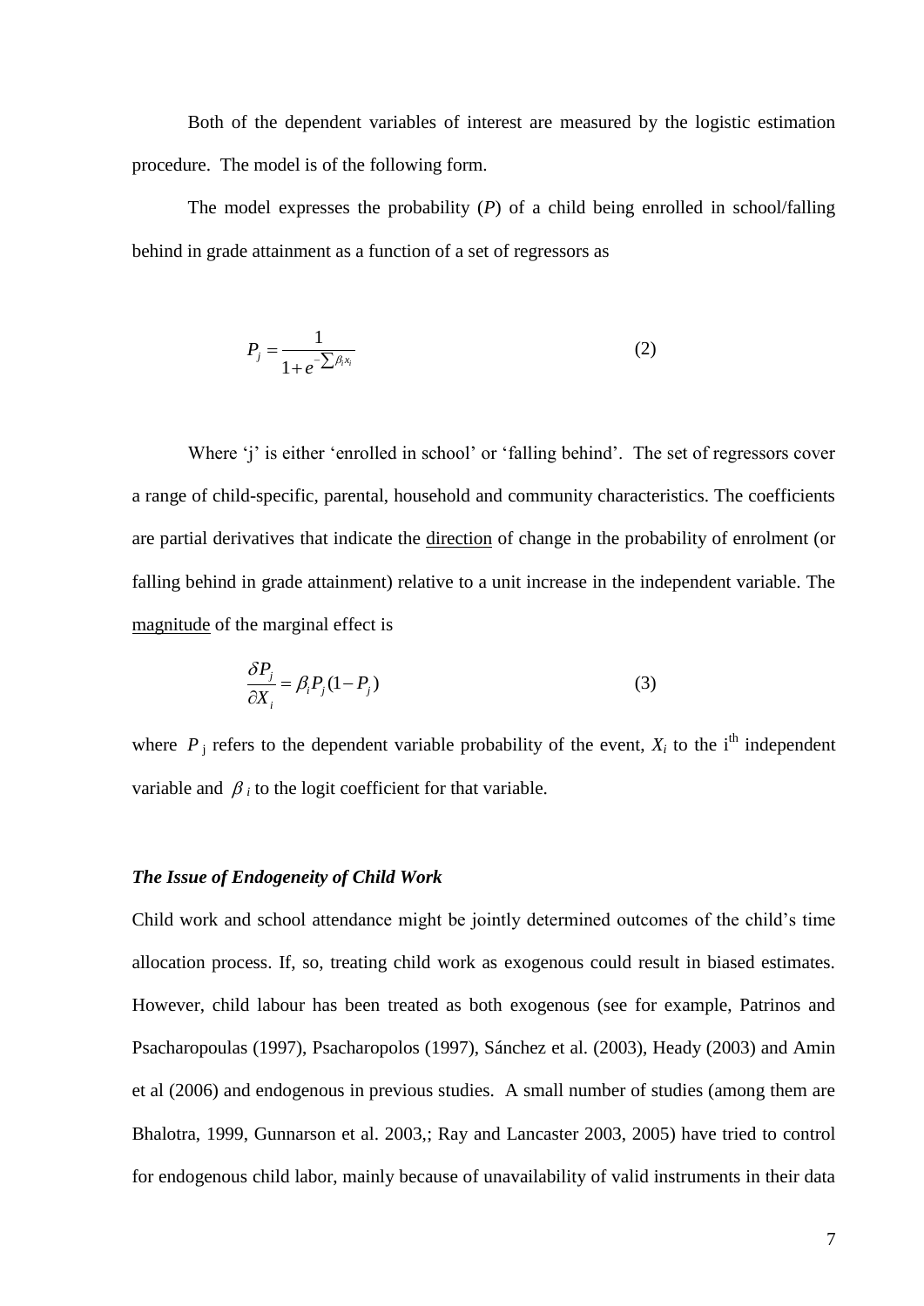Both of the dependent variables of interest are measured by the logistic estimation procedure. The model is of the following form.

The model expresses the probability ($P$) of a child being enrolled in school/falling behind in grade attainment as a function of a set of regressors as

$$P_j = \frac{1}{1+e^{-\sum \beta_i x_i}} \tag{2}$$

Where 'j' is either 'enrolled in school' or 'falling behind'. The set of regressors cover a range of child-specific, parental, household and community characteristics. The coefficients are partial derivatives that indicate the <u>direction</u> of change in the probability of enrolment (or falling behind in grade attainment) relative to a unit increase in the independent variable. The <u>magnitude</u> of the marginal effect is

$$\frac{\delta P_j}{\partial X_i} = \beta_i P_j (1 - P_j) \tag{3}$$

where $P_j$ refers to the dependent variable probability of the event, $X_i$ to the i[th] independent variable and $\beta_i$ to the logit coefficient for that variable.

***The Issue of Endogeneity of Child Work***

Child work and school attendance might be jointly determined outcomes of the child's time allocation process. If, so, treating child work as exogenous could result in biased estimates. However, child labour has been treated as both exogenous (see for example, Patrinos and Psacharopoulas (1997), Psacharopolos (1997), Sánchez et al. (2003), Heady (2003) and Amin et al (2006) and endogenous in previous studies. A small number of studies (among them are Bhalotra, 1999, Gunnarson et al. 2003,; Ray and Lancaster 2003, 2005) have tried to control for endogenous child labor, mainly because of unavailability of valid instruments in their data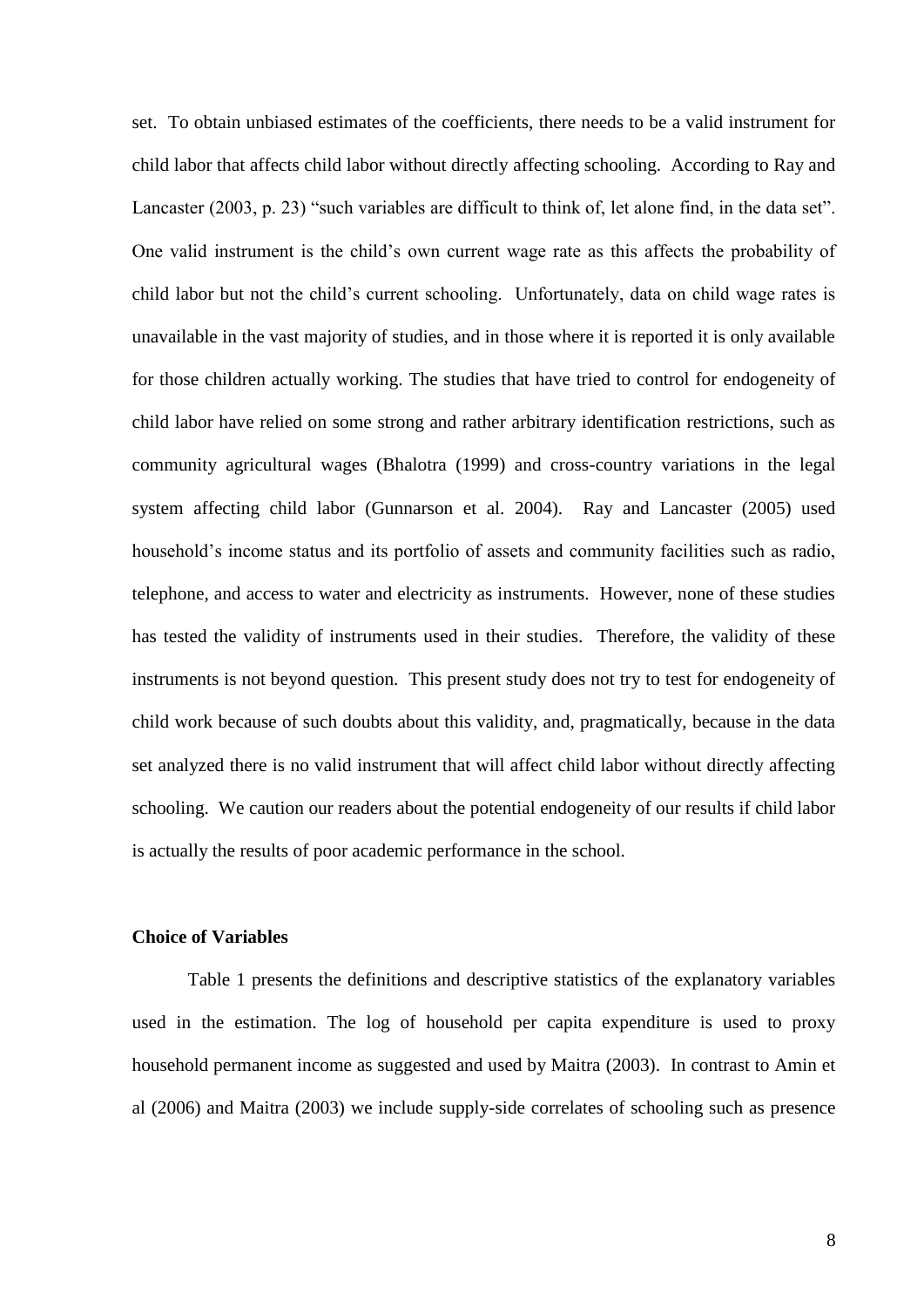set. To obtain unbiased estimates of the coefficients, there needs to be a valid instrument for child labor that affects child labor without directly affecting schooling. According to Ray and Lancaster (2003, p. 23) "such variables are difficult to think of, let alone find, in the data set". One valid instrument is the child's own current wage rate as this affects the probability of child labor but not the child's current schooling. Unfortunately, data on child wage rates is unavailable in the vast majority of studies, and in those where it is reported it is only available for those children actually working. The studies that have tried to control for endogeneity of child labor have relied on some strong and rather arbitrary identification restrictions, such as community agricultural wages (Bhalotra (1999) and cross-country variations in the legal system affecting child labor (Gunnarson et al. 2004). Ray and Lancaster (2005) used household's income status and its portfolio of assets and community facilities such as radio, telephone, and access to water and electricity as instruments. However, none of these studies has tested the validity of instruments used in their studies. Therefore, the validity of these instruments is not beyond question. This present study does not try to test for endogeneity of child work because of such doubts about this validity, and, pragmatically, because in the data set analyzed there is no valid instrument that will affect child labor without directly affecting schooling. We caution our readers about the potential endogeneity of our results if child labor is actually the results of poor academic performance in the school.

**Choice of Variables**

Table 1 presents the definitions and descriptive statistics of the explanatory variables used in the estimation. The log of household per capita expenditure is used to proxy household permanent income as suggested and used by Maitra (2003). In contrast to Amin et al (2006) and Maitra (2003) we include supply-side correlates of schooling such as presence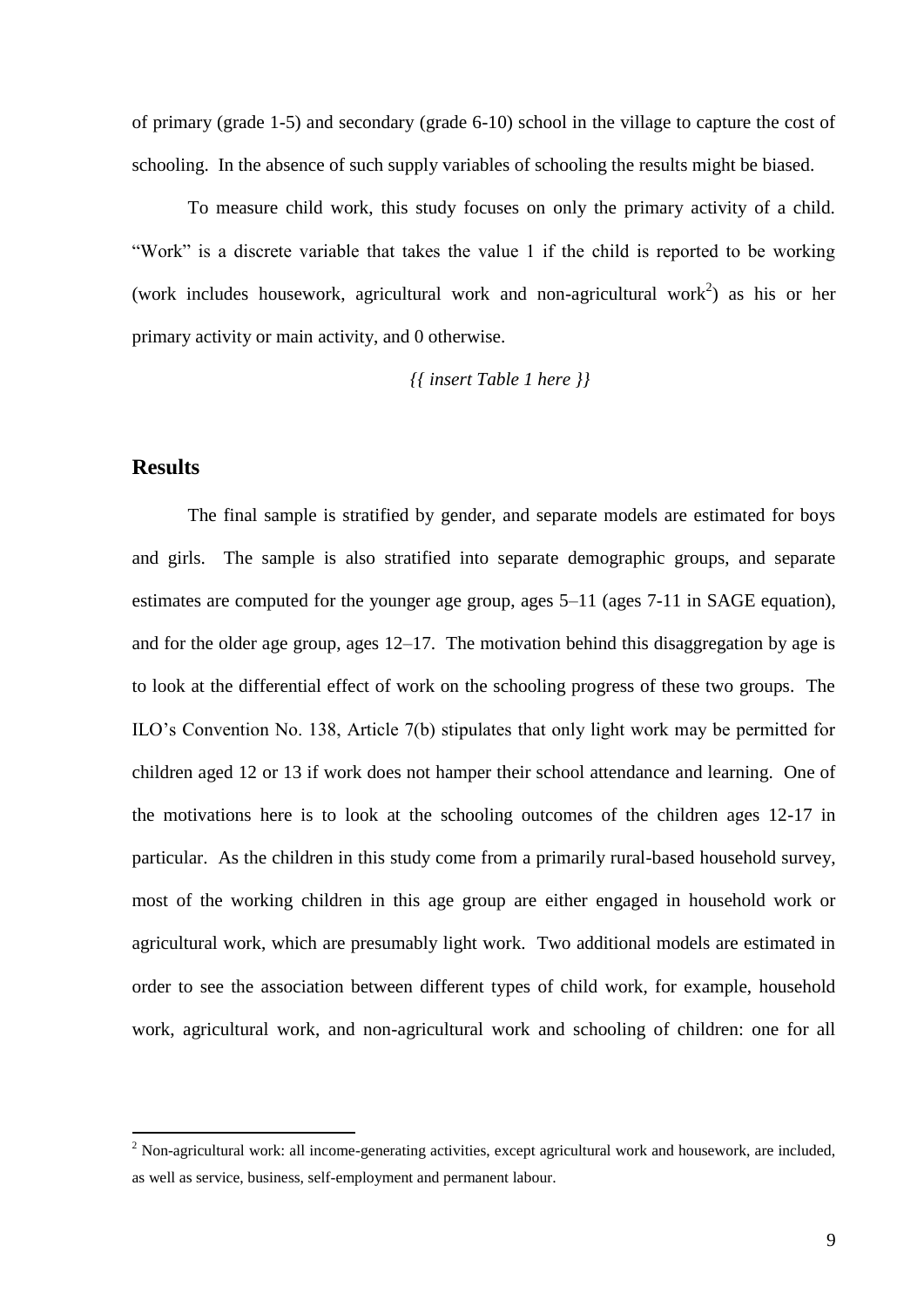of primary (grade 1-5) and secondary (grade 6-10) school in the village to capture the cost of schooling. In the absence of such supply variables of schooling the results might be biased.

To measure child work, this study focuses on only the primary activity of a child. "Work" is a discrete variable that takes the value 1 if the child is reported to be working (work includes housework, agricultural work and non-agricultural work[2]) as his or her primary activity or main activity, and 0 otherwise.

*{{ insert Table 1 here }}*

## Results

The final sample is stratified by gender, and separate models are estimated for boys and girls. The sample is also stratified into separate demographic groups, and separate estimates are computed for the younger age group, ages 5–11 (ages 7-11 in SAGE equation), and for the older age group, ages 12–17. The motivation behind this disaggregation by age is to look at the differential effect of work on the schooling progress of these two groups. The ILO's Convention No. 138, Article 7(b) stipulates that only light work may be permitted for children aged 12 or 13 if work does not hamper their school attendance and learning. One of the motivations here is to look at the schooling outcomes of the children ages 12-17 in particular. As the children in this study come from a primarily rural-based household survey, most of the working children in this age group are either engaged in household work or agricultural work, which are presumably light work. Two additional models are estimated in order to see the association between different types of child work, for example, household work, agricultural work, and non-agricultural work and schooling of children: one for all

[2] Non-agricultural work: all income-generating activities, except agricultural work and housework, are included, as well as service, business, self-employment and permanent labour.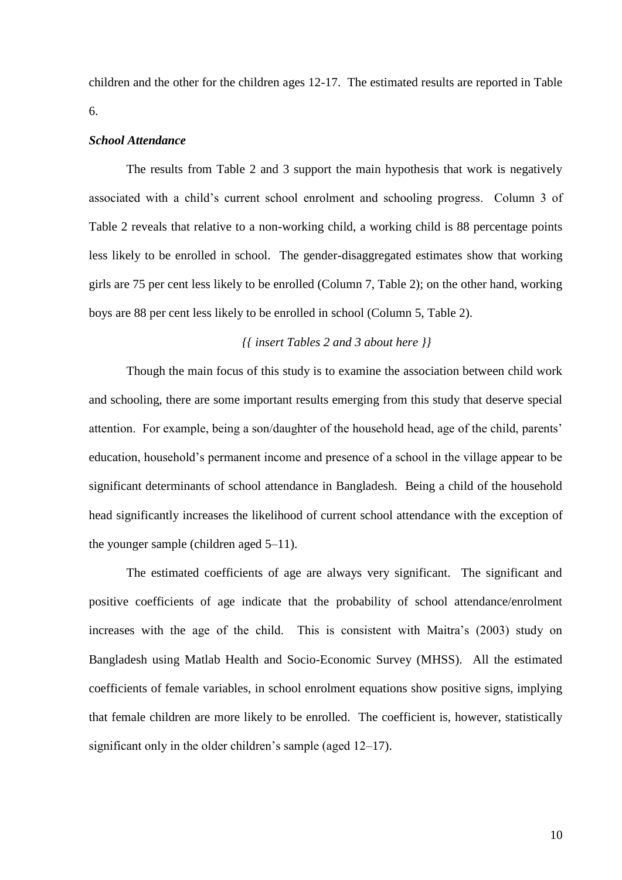children and the other for the children ages 12-17. The estimated results are reported in Table 6.

***School Attendance***

The results from Table 2 and 3 support the main hypothesis that work is negatively associated with a child's current school enrolment and schooling progress. Column 3 of Table 2 reveals that relative to a non-working child, a working child is 88 percentage points less likely to be enrolled in school. The gender-disaggregated estimates show that working girls are 75 per cent less likely to be enrolled (Column 7, Table 2); on the other hand, working boys are 88 per cent less likely to be enrolled in school (Column 5, Table 2).

*{{ insert Tables 2 and 3 about here }}*

Though the main focus of this study is to examine the association between child work and schooling, there are some important results emerging from this study that deserve special attention. For example, being a son/daughter of the household head, age of the child, parents' education, household's permanent income and presence of a school in the village appear to be significant determinants of school attendance in Bangladesh. Being a child of the household head significantly increases the likelihood of current school attendance with the exception of the younger sample (children aged 5–11).

The estimated coefficients of age are always very significant. The significant and positive coefficients of age indicate that the probability of school attendance/enrolment increases with the age of the child. This is consistent with Maitra's (2003) study on Bangladesh using Matlab Health and Socio-Economic Survey (MHSS). All the estimated coefficients of female variables, in school enrolment equations show positive signs, implying that female children are more likely to be enrolled. The coefficient is, however, statistically significant only in the older children's sample (aged 12–17).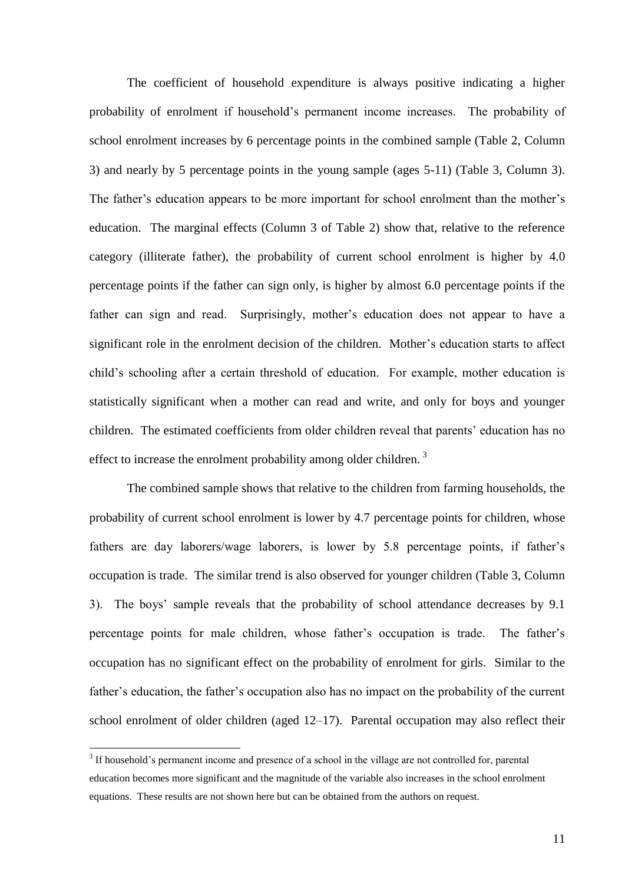The coefficient of household expenditure is always positive indicating a higher probability of enrolment if household's permanent income increases. The probability of school enrolment increases by 6 percentage points in the combined sample (Table 2, Column 3) and nearly by 5 percentage points in the young sample (ages 5-11) (Table 3, Column 3). The father's education appears to be more important for school enrolment than the mother's education. The marginal effects (Column 3 of Table 2) show that, relative to the reference category (illiterate father), the probability of current school enrolment is higher by 4.0 percentage points if the father can sign only, is higher by almost 6.0 percentage points if the father can sign and read. Surprisingly, mother's education does not appear to have a significant role in the enrolment decision of the children. Mother's education starts to affect child's schooling after a certain threshold of education. For example, mother education is statistically significant when a mother can read and write, and only for boys and younger children. The estimated coefficients from older children reveal that parents' education has no effect to increase the enrolment probability among older children. [3]

The combined sample shows that relative to the children from farming households, the probability of current school enrolment is lower by 4.7 percentage points for children, whose fathers are day laborers/wage laborers, is lower by 5.8 percentage points, if father's occupation is trade. The similar trend is also observed for younger children (Table 3, Column 3). The boys' sample reveals that the probability of school attendance decreases by 9.1 percentage points for male children, whose father's occupation is trade. The father's occupation has no significant effect on the probability of enrolment for girls. Similar to the father's education, the father's occupation also has no impact on the probability of the current school enrolment of older children (aged 12–17). Parental occupation may also reflect their

[3] If household's permanent income and presence of a school in the village are not controlled for, parental education becomes more significant and the magnitude of the variable also increases in the school enrolment equations. These results are not shown here but can be obtained from the authors on request.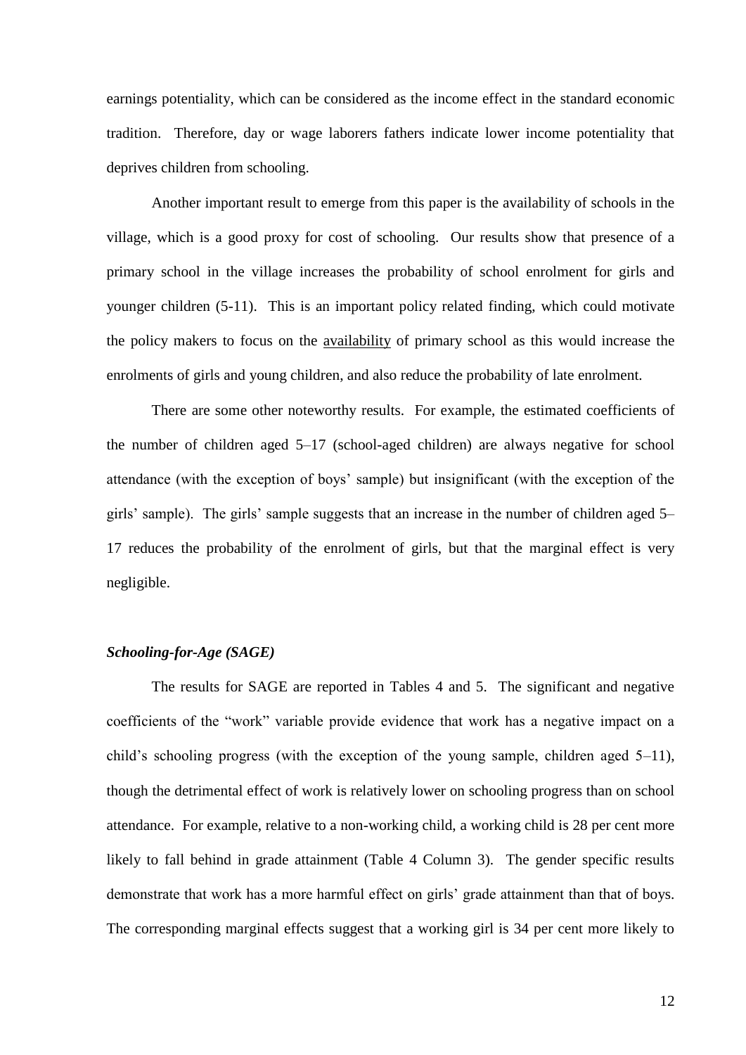earnings potentiality, which can be considered as the income effect in the standard economic tradition. Therefore, day or wage laborers fathers indicate lower income potentiality that deprives children from schooling.

Another important result to emerge from this paper is the availability of schools in the village, which is a good proxy for cost of schooling. Our results show that presence of a primary school in the village increases the probability of school enrolment for girls and younger children (5-11). This is an important policy related finding, which could motivate the policy makers to focus on the <u>availability</u> of primary school as this would increase the enrolments of girls and young children, and also reduce the probability of late enrolment.

There are some other noteworthy results. For example, the estimated coefficients of the number of children aged 5–17 (school-aged children) are always negative for school attendance (with the exception of boys' sample) but insignificant (with the exception of the girls' sample). The girls' sample suggests that an increase in the number of children aged 5–17 reduces the probability of the enrolment of girls, but that the marginal effect is very negligible.

### *Schooling-for-Age (SAGE)*

The results for SAGE are reported in Tables 4 and 5. The significant and negative coefficients of the "work" variable provide evidence that work has a negative impact on a child's schooling progress (with the exception of the young sample, children aged 5–11), though the detrimental effect of work is relatively lower on schooling progress than on school attendance. For example, relative to a non-working child, a working child is 28 per cent more likely to fall behind in grade attainment (Table 4 Column 3). The gender specific results demonstrate that work has a more harmful effect on girls' grade attainment than that of boys. The corresponding marginal effects suggest that a working girl is 34 per cent more likely to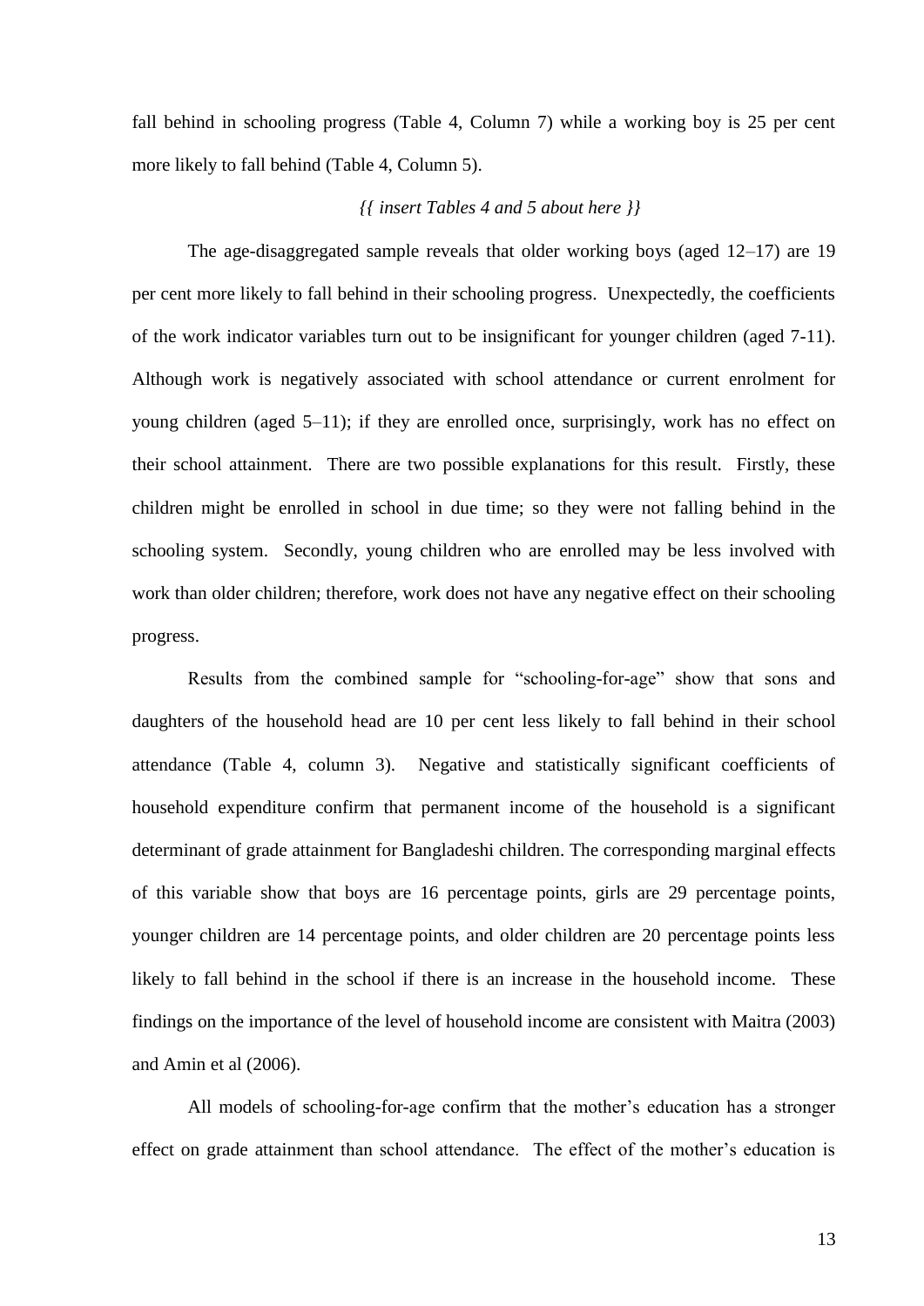fall behind in schooling progress (Table 4, Column 7) while a working boy is 25 per cent more likely to fall behind (Table 4, Column 5).

*{{ insert Tables 4 and 5 about here }}*

The age-disaggregated sample reveals that older working boys (aged 12–17) are 19 per cent more likely to fall behind in their schooling progress. Unexpectedly, the coefficients of the work indicator variables turn out to be insignificant for younger children (aged 7-11). Although work is negatively associated with school attendance or current enrolment for young children (aged 5–11); if they are enrolled once, surprisingly, work has no effect on their school attainment. There are two possible explanations for this result. Firstly, these children might be enrolled in school in due time; so they were not falling behind in the schooling system. Secondly, young children who are enrolled may be less involved with work than older children; therefore, work does not have any negative effect on their schooling progress.

Results from the combined sample for "schooling-for-age" show that sons and daughters of the household head are 10 per cent less likely to fall behind in their school attendance (Table 4, column 3). Negative and statistically significant coefficients of household expenditure confirm that permanent income of the household is a significant determinant of grade attainment for Bangladeshi children. The corresponding marginal effects of this variable show that boys are 16 percentage points, girls are 29 percentage points, younger children are 14 percentage points, and older children are 20 percentage points less likely to fall behind in the school if there is an increase in the household income. These findings on the importance of the level of household income are consistent with Maitra (2003) and Amin et al (2006).

All models of schooling-for-age confirm that the mother's education has a stronger effect on grade attainment than school attendance. The effect of the mother's education is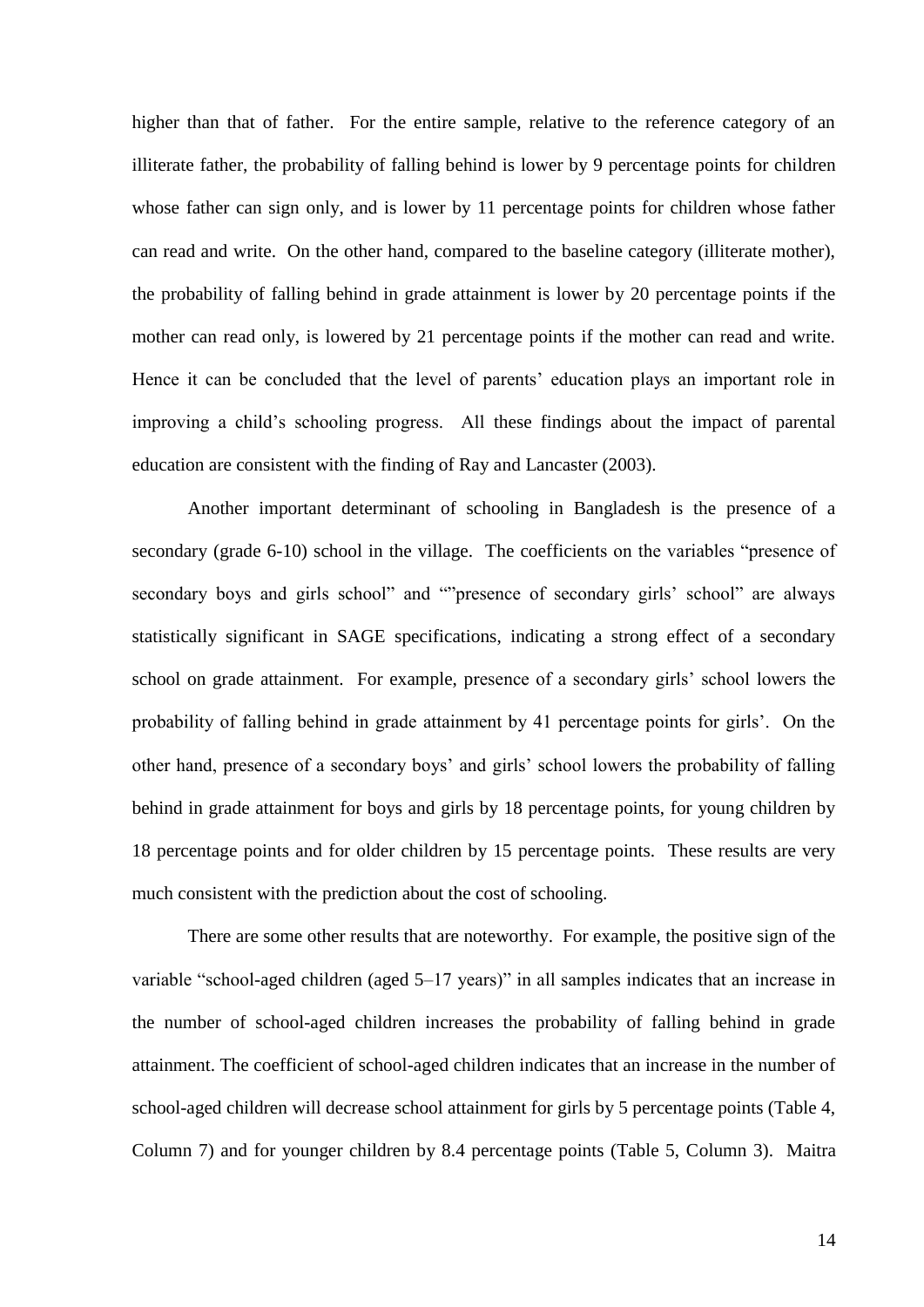higher than that of father. For the entire sample, relative to the reference category of an illiterate father, the probability of falling behind is lower by 9 percentage points for children whose father can sign only, and is lower by 11 percentage points for children whose father can read and write. On the other hand, compared to the baseline category (illiterate mother), the probability of falling behind in grade attainment is lower by 20 percentage points if the mother can read only, is lowered by 21 percentage points if the mother can read and write. Hence it can be concluded that the level of parents' education plays an important role in improving a child's schooling progress. All these findings about the impact of parental education are consistent with the finding of Ray and Lancaster (2003).

Another important determinant of schooling in Bangladesh is the presence of a secondary (grade 6-10) school in the village. The coefficients on the variables "presence of secondary boys and girls school" and ""presence of secondary girls' school" are always statistically significant in SAGE specifications, indicating a strong effect of a secondary school on grade attainment. For example, presence of a secondary girls' school lowers the probability of falling behind in grade attainment by 41 percentage points for girls'. On the other hand, presence of a secondary boys' and girls' school lowers the probability of falling behind in grade attainment for boys and girls by 18 percentage points, for young children by 18 percentage points and for older children by 15 percentage points. These results are very much consistent with the prediction about the cost of schooling.

There are some other results that are noteworthy. For example, the positive sign of the variable "school-aged children (aged 5–17 years)" in all samples indicates that an increase in the number of school-aged children increases the probability of falling behind in grade attainment. The coefficient of school-aged children indicates that an increase in the number of school-aged children will decrease school attainment for girls by 5 percentage points (Table 4, Column 7) and for younger children by 8.4 percentage points (Table 5, Column 3). Maitra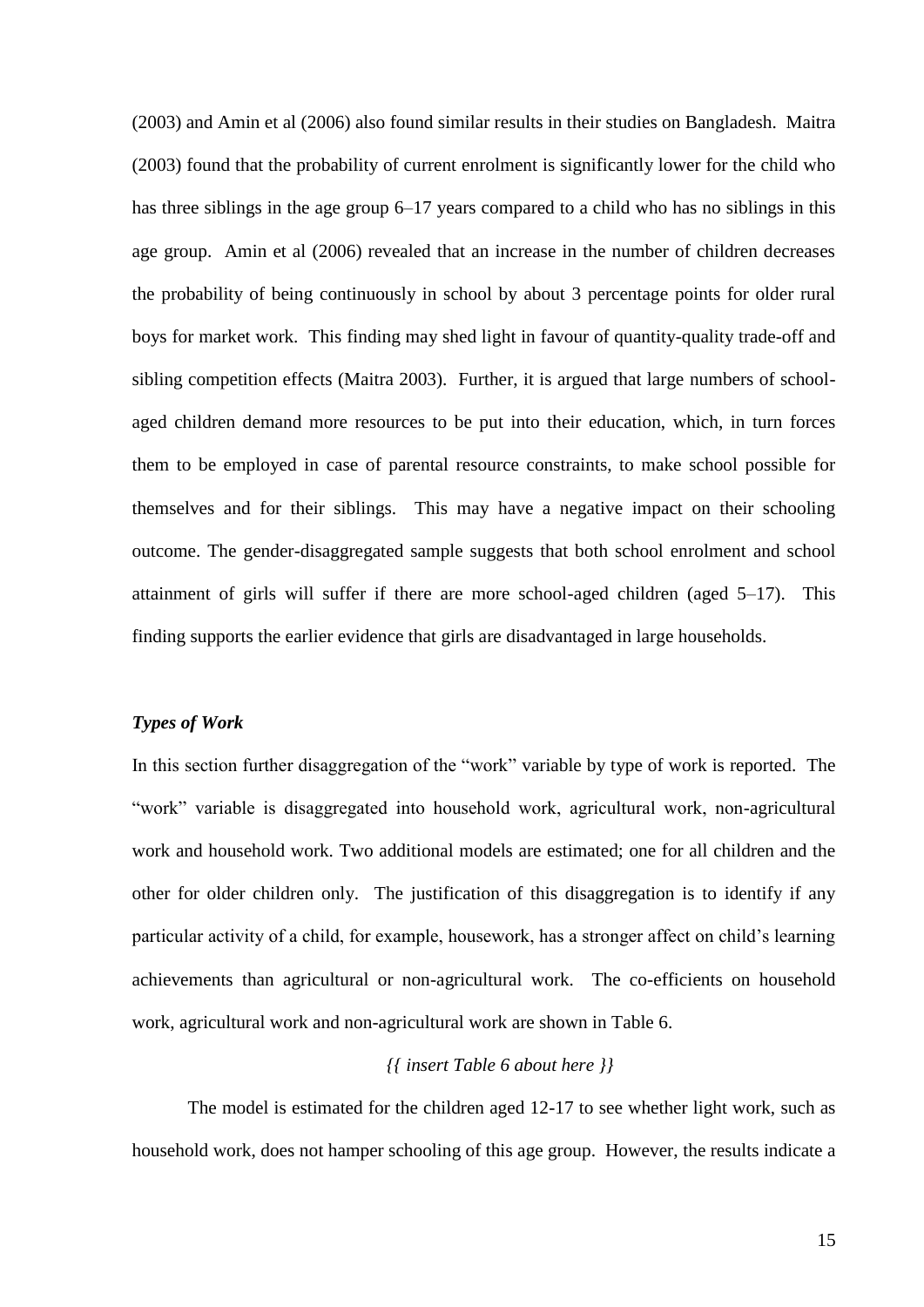(2003) and Amin et al (2006) also found similar results in their studies on Bangladesh. Maitra (2003) found that the probability of current enrolment is significantly lower for the child who has three siblings in the age group 6–17 years compared to a child who has no siblings in this age group. Amin et al (2006) revealed that an increase in the number of children decreases the probability of being continuously in school by about 3 percentage points for older rural boys for market work. This finding may shed light in favour of quantity-quality trade-off and sibling competition effects (Maitra 2003). Further, it is argued that large numbers of school-aged children demand more resources to be put into their education, which, in turn forces them to be employed in case of parental resource constraints, to make school possible for themselves and for their siblings. This may have a negative impact on their schooling outcome. The gender-disaggregated sample suggests that both school enrolment and school attainment of girls will suffer if there are more school-aged children (aged 5–17). This finding supports the earlier evidence that girls are disadvantaged in large households.

### *Types of Work*

In this section further disaggregation of the "work" variable by type of work is reported. The "work" variable is disaggregated into household work, agricultural work, non-agricultural work and household work. Two additional models are estimated; one for all children and the other for older children only. The justification of this disaggregation is to identify if any particular activity of a child, for example, housework, has a stronger affect on child's learning achievements than agricultural or non-agricultural work. The co-efficients on household work, agricultural work and non-agricultural work are shown in Table 6.

*{{ insert Table 6 about here }}*

The model is estimated for the children aged 12-17 to see whether light work, such as household work, does not hamper schooling of this age group. However, the results indicate a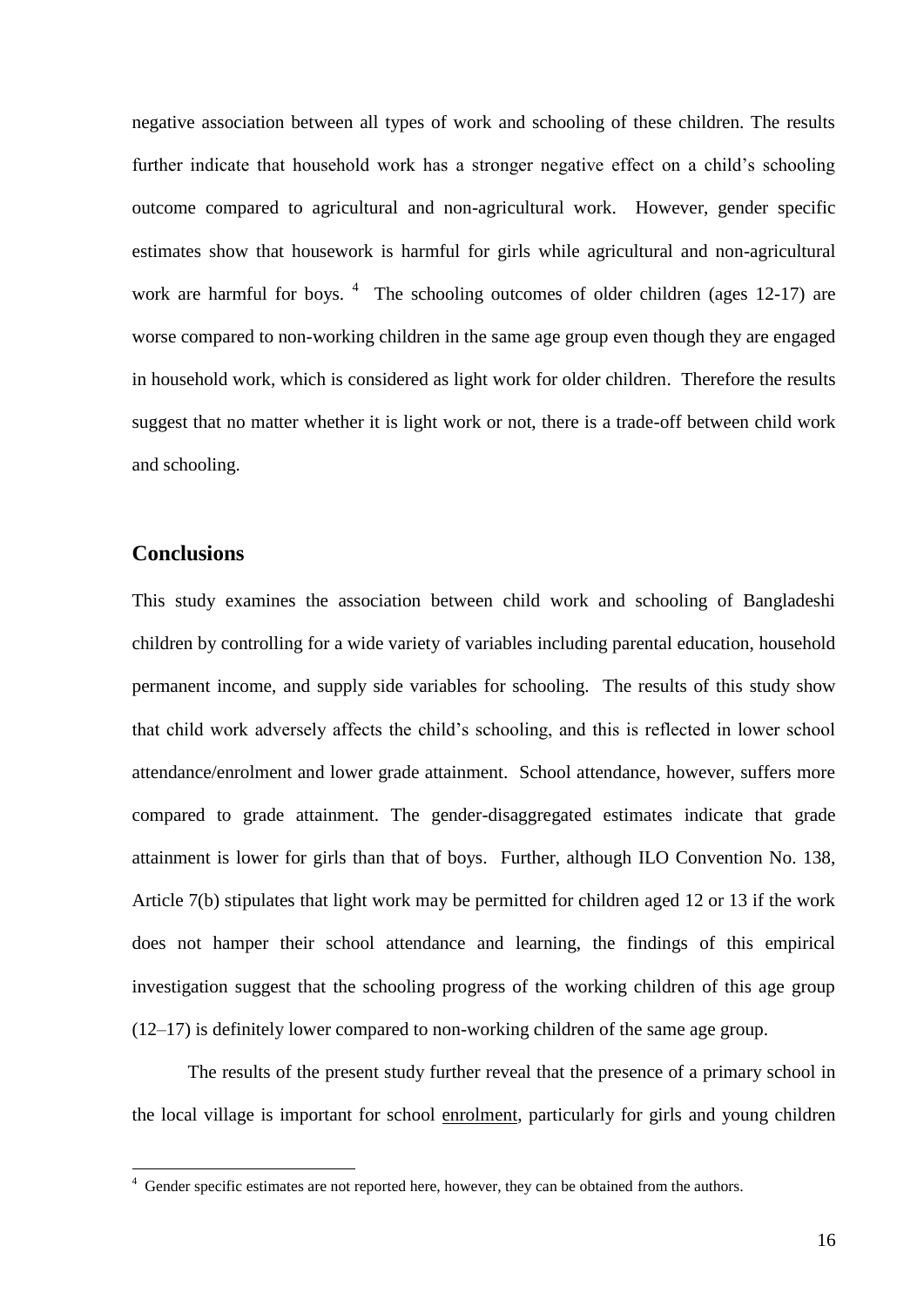negative association between all types of work and schooling of these children. The results further indicate that household work has a stronger negative effect on a child's schooling outcome compared to agricultural and non-agricultural work. However, gender specific estimates show that housework is harmful for girls while agricultural and non-agricultural work are harmful for boys. [4] The schooling outcomes of older children (ages 12-17) are worse compared to non-working children in the same age group even though they are engaged in household work, which is considered as light work for older children. Therefore the results suggest that no matter whether it is light work or not, there is a trade-off between child work and schooling.

## Conclusions

This study examines the association between child work and schooling of Bangladeshi children by controlling for a wide variety of variables including parental education, household permanent income, and supply side variables for schooling. The results of this study show that child work adversely affects the child's schooling, and this is reflected in lower school attendance/enrolment and lower grade attainment. School attendance, however, suffers more compared to grade attainment. The gender-disaggregated estimates indicate that grade attainment is lower for girls than that of boys. Further, although ILO Convention No. 138, Article 7(b) stipulates that light work may be permitted for children aged 12 or 13 if the work does not hamper their school attendance and learning, the findings of this empirical investigation suggest that the schooling progress of the working children of this age group (12–17) is definitely lower compared to non-working children of the same age group.

The results of the present study further reveal that the presence of a primary school in the local village is important for school enrolment, particularly for girls and young children

---

[4] Gender specific estimates are not reported here, however, they can be obtained from the authors.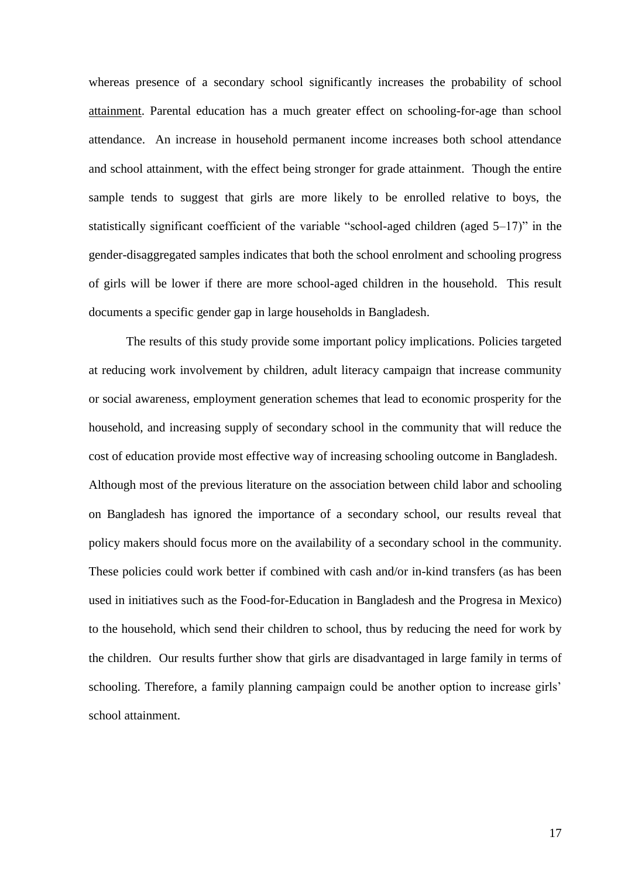whereas presence of a secondary school significantly increases the probability of school attainment. Parental education has a much greater effect on schooling-for-age than school attendance. An increase in household permanent income increases both school attendance and school attainment, with the effect being stronger for grade attainment. Though the entire sample tends to suggest that girls are more likely to be enrolled relative to boys, the statistically significant coefficient of the variable "school-aged children (aged 5–17)" in the gender-disaggregated samples indicates that both the school enrolment and schooling progress of girls will be lower if there are more school-aged children in the household. This result documents a specific gender gap in large households in Bangladesh.

The results of this study provide some important policy implications. Policies targeted at reducing work involvement by children, adult literacy campaign that increase community or social awareness, employment generation schemes that lead to economic prosperity for the household, and increasing supply of secondary school in the community that will reduce the cost of education provide most effective way of increasing schooling outcome in Bangladesh. Although most of the previous literature on the association between child labor and schooling on Bangladesh has ignored the importance of a secondary school, our results reveal that policy makers should focus more on the availability of a secondary school in the community. These policies could work better if combined with cash and/or in-kind transfers (as has been used in initiatives such as the Food-for-Education in Bangladesh and the Progresa in Mexico) to the household, which send their children to school, thus by reducing the need for work by the children. Our results further show that girls are disadvantaged in large family in terms of schooling. Therefore, a family planning campaign could be another option to increase girls' school attainment.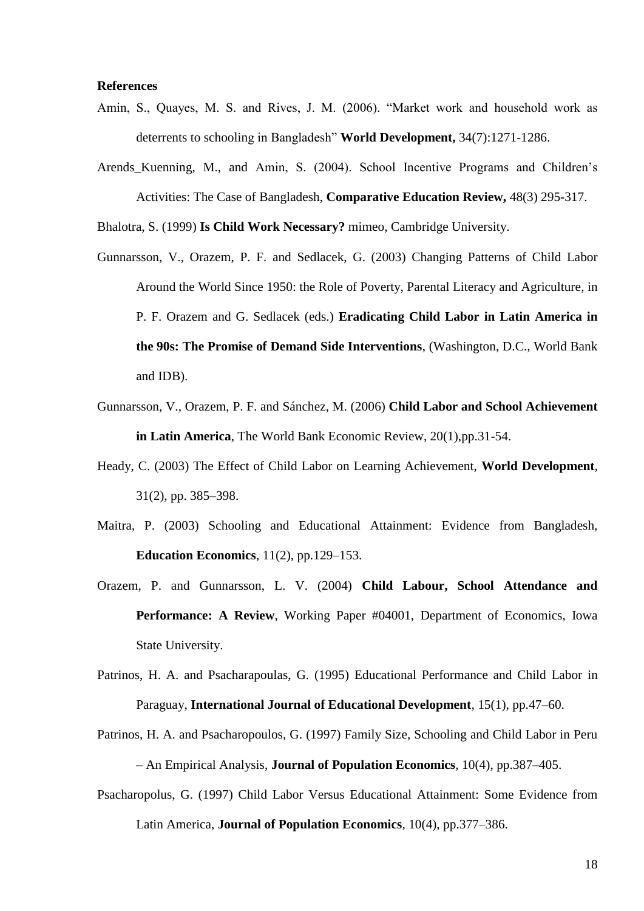**References**

Amin, S., Quayes, M. S. and Rives, J. M. (2006). "Market work and household work as deterrents to schooling in Bangladesh" **World Development,** 34(7):1271-1286.

Arends_Kuenning, M., and Amin, S. (2004). School Incentive Programs and Children's Activities: The Case of Bangladesh, **Comparative Education Review,** 48(3) 295-317.

Bhalotra, S. (1999) **Is Child Work Necessary?** mimeo, Cambridge University.

Gunnarsson, V., Orazem, P. F. and Sedlacek, G. (2003) Changing Patterns of Child Labor Around the World Since 1950: the Role of Poverty, Parental Literacy and Agriculture, in P. F. Orazem and G. Sedlacek (eds.) **Eradicating Child Labor in Latin America in the 90s: The Promise of Demand Side Interventions**, (Washington, D.C., World Bank and IDB).

Gunnarsson, V., Orazem, P. F. and Sánchez, M. (2006) **Child Labor and School Achievement in Latin America**, The World Bank Economic Review, 20(1),pp.31-54.

Heady, C. (2003) The Effect of Child Labor on Learning Achievement, **World Development**, 31(2), pp. 385–398.

Maitra, P. (2003) Schooling and Educational Attainment: Evidence from Bangladesh, **Education Economics**, 11(2), pp.129–153.

Orazem, P. and Gunnarsson, L. V. (2004) **Child Labour, School Attendance and Performance: A Review**, Working Paper #04001, Department of Economics, Iowa State University.

Patrinos, H. A. and Psacharapoulas, G. (1995) Educational Performance and Child Labor in Paraguay, **International Journal of Educational Development**, 15(1), pp.47–60.

Patrinos, H. A. and Psacharopoulos, G. (1997) Family Size, Schooling and Child Labor in Peru – An Empirical Analysis, **Journal of Population Economics**, 10(4), pp.387–405.

Psacharopolus, G. (1997) Child Labor Versus Educational Attainment: Some Evidence from Latin America, **Journal of Population Economics**, 10(4), pp.377–386.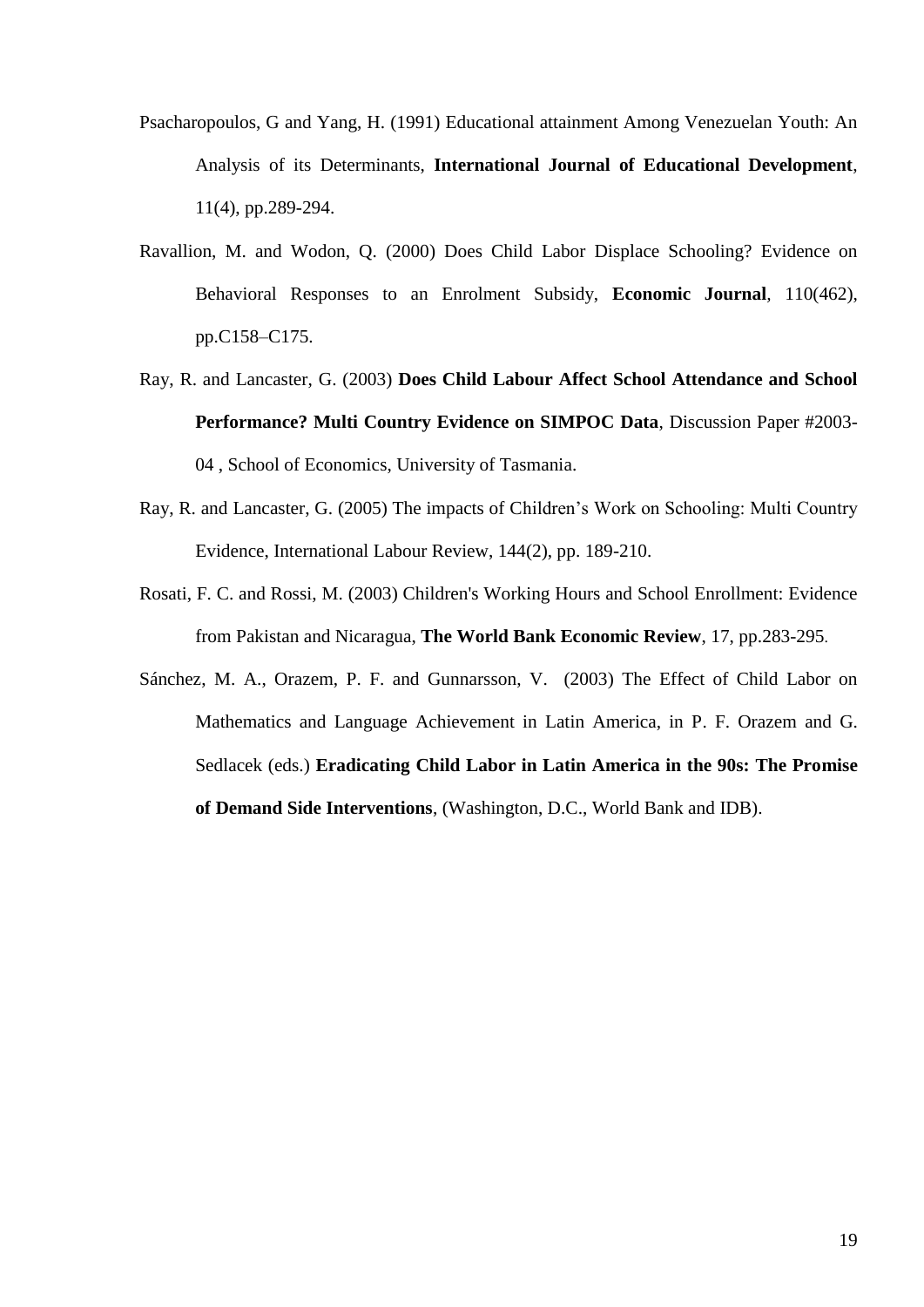Psacharopoulos, G and Yang, H. (1991) Educational attainment Among Venezuelan Youth: An Analysis of its Determinants, **International Journal of Educational Development**, 11(4), pp.289-294.

Ravallion, M. and Wodon, Q. (2000) Does Child Labor Displace Schooling? Evidence on Behavioral Responses to an Enrolment Subsidy, **Economic Journal**, 110(462), pp.C158–C175.

Ray, R. and Lancaster, G. (2003) **Does Child Labour Affect School Attendance and School Performance? Multi Country Evidence on SIMPOC Data**, Discussion Paper #2003-04 , School of Economics, University of Tasmania.

Ray, R. and Lancaster, G. (2005) The impacts of Children's Work on Schooling: Multi Country Evidence, International Labour Review, 144(2), pp. 189-210.

Rosati, F. C. and Rossi, M. (2003) Children's Working Hours and School Enrollment: Evidence from Pakistan and Nicaragua, **The World Bank Economic Review**, 17, pp.283-295.

Sánchez, M. A., Orazem, P. F. and Gunnarsson, V. (2003) The Effect of Child Labor on Mathematics and Language Achievement in Latin America, in P. F. Orazem and G. Sedlacek (eds.) **Eradicating Child Labor in Latin America in the 90s: The Promise of Demand Side Interventions**, (Washington, D.C., World Bank and IDB).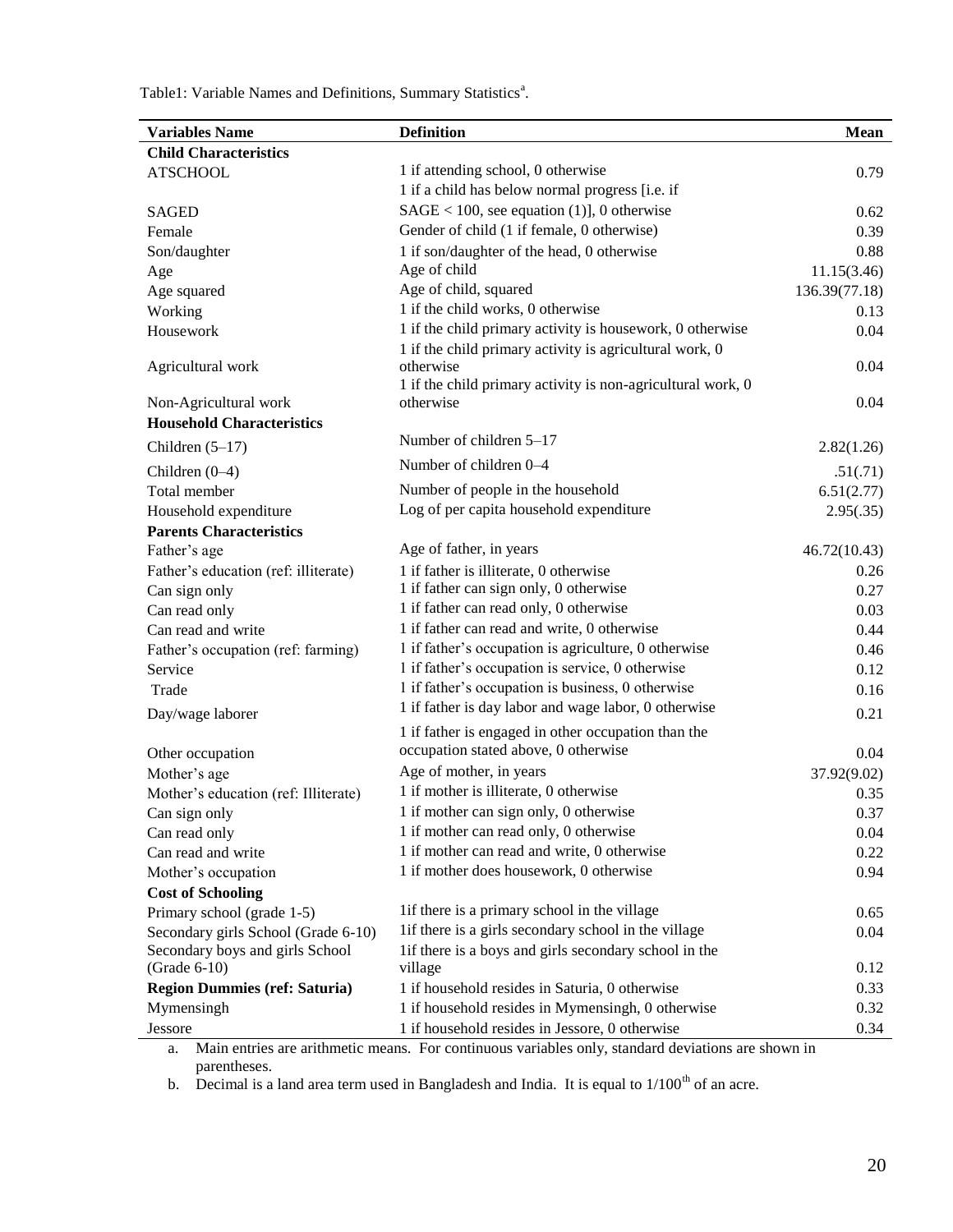Table1: Variable Names and Definitions, Summary Statistics[a].

| Variables Name | Definition | Mean |
|---|---|---|
| **Child Characteristics** | | |
| ATSCHOOL | 1 if attending school, 0 otherwise | 0.79 |
| SAGED | 1 if a child has below normal progress [i.e. if SAGE < 100, see equation (1)], 0 otherwise | 0.62 |
| Female | Gender of child (1 if female, 0 otherwise) | 0.39 |
| Son/daughter | 1 if son/daughter of the head, 0 otherwise | 0.88 |
| Age | Age of child | 11.15(3.46) |
| Age squared | Age of child, squared | 136.39(77.18) |
| Working | 1 if the child works, 0 otherwise | 0.13 |
| Housework | 1 if the child primary activity is housework, 0 otherwise | 0.04 |
| Agricultural work | 1 if the child primary activity is agricultural work, 0 otherwise | 0.04 |
| Non-Agricultural work | 1 if the child primary activity is non-agricultural work, 0 otherwise | 0.04 |
| **Household Characteristics** | | |
| Children (5–17) | Number of children 5–17 | 2.82(1.26) |
| Children (0–4) | Number of children 0–4 | .51(.71) |
| Total member | Number of people in the household | 6.51(2.77) |
| Household expenditure | Log of per capita household expenditure | 2.95(.35) |
| **Parents Characteristics** | | |
| Father's age | Age of father, in years | 46.72(10.43) |
| Father's education (ref: illiterate) | 1 if father is illiterate, 0 otherwise | 0.26 |
| Can sign only | 1 if father can sign only, 0 otherwise | 0.27 |
| Can read only | 1 if father can read only, 0 otherwise | 0.03 |
| Can read and write | 1 if father can read and write, 0 otherwise | 0.44 |
| Father's occupation (ref: farming) | 1 if father's occupation is agriculture, 0 otherwise | 0.46 |
| Service | 1 if father's occupation is service, 0 otherwise | 0.12 |
| Trade | 1 if father's occupation is business, 0 otherwise | 0.16 |
| Day/wage laborer | 1 if father is day labor and wage labor, 0 otherwise | 0.21 |
| Other occupation | 1 if father is engaged in other occupation than the occupation stated above, 0 otherwise | 0.04 |
| Mother's age | Age of mother, in years | 37.92(9.02) |
| Mother's education (ref: Illiterate) | 1 if mother is illiterate, 0 otherwise | 0.35 |
| Can sign only | 1 if mother can sign only, 0 otherwise | 0.37 |
| Can read only | 1 if mother can read only, 0 otherwise | 0.04 |
| Can read and write | 1 if mother can read and write, 0 otherwise | 0.22 |
| Mother's occupation | 1 if mother does housework, 0 otherwise | 0.94 |
| **Cost of Schooling** | | |
| Primary school (grade 1-5) | 1if there is a primary school in the village | 0.65 |
| Secondary girls School (Grade 6-10) | 1if there is a girls secondary school in the village | 0.04 |
| Secondary boys and girls School (Grade 6-10) | 1if there is a boys and girls secondary school in the village | 0.12 |
| **Region Dummies (ref: Saturia)** | 1 if household resides in Saturia, 0 otherwise | 0.33 |
| Mymensingh | 1 if household resides in Mymensingh, 0 otherwise | 0.32 |
| Jessore | 1 if household resides in Jessore, 0 otherwise | 0.34 |

a. Main entries are arithmetic means. For continuous variables only, standard deviations are shown in parentheses.

b. Decimal is a land area term used in Bangladesh and India. It is equal to 1/100th of an acre.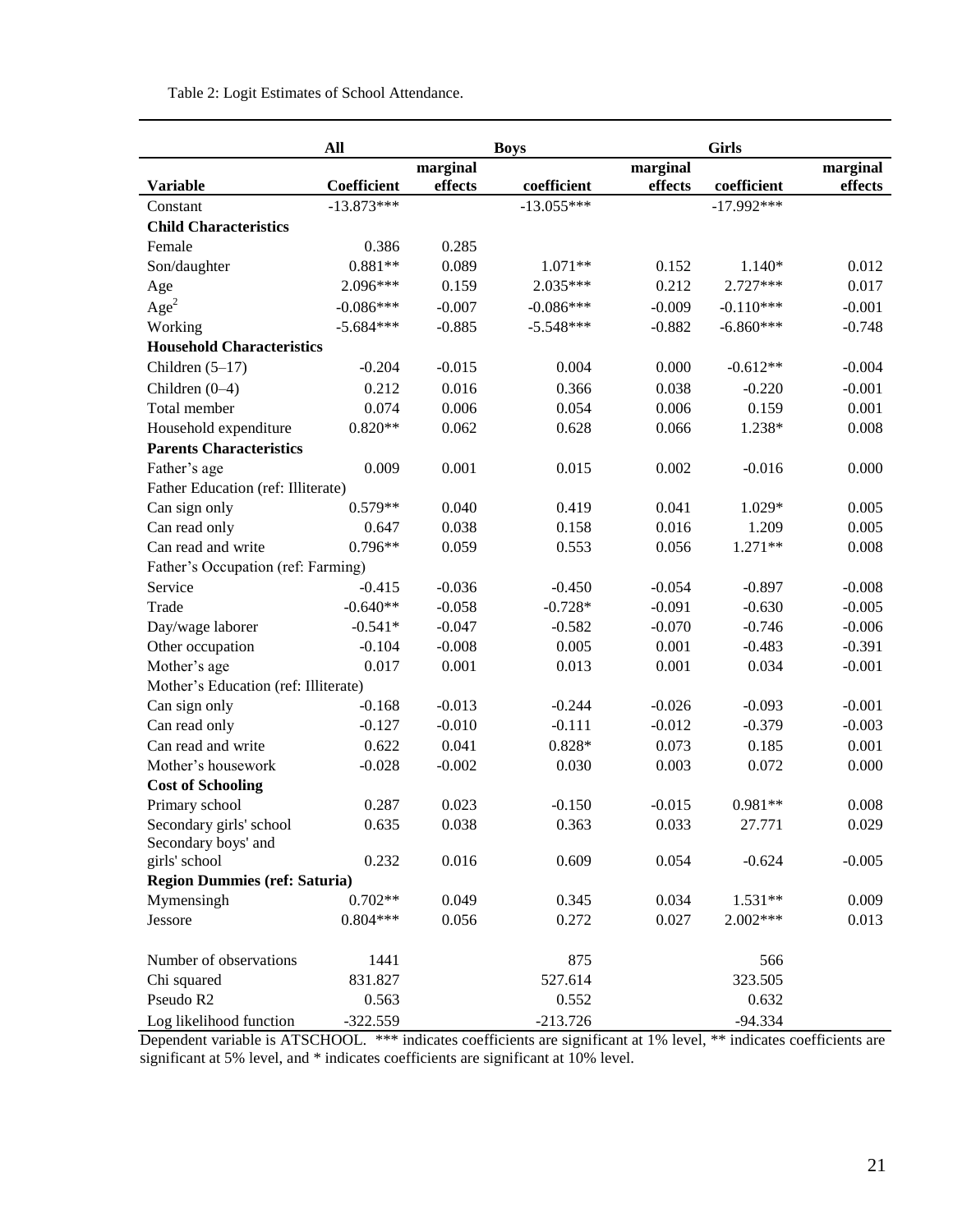Table 2: Logit Estimates of School Attendance.

| | All | | Boys | | Girls | |
|---|---|---|---|---|---|---|
| **Variable** | **Coefficient** | **marginal effects** | **coefficient** | **marginal effects** | **coefficient** | **marginal effects** |
| Constant | -13.873*** | | -13.055*** | | -17.992*** | |
| **Child Characteristics** | | | | | | |
| Female | 0.386 | 0.285 | | | | |
| Son/daughter | 0.881** | 0.089 | 1.071** | 0.152 | 1.140* | 0.012 |
| Age | 2.096*** | 0.159 | 2.035*** | 0.212 | 2.727*** | 0.017 |
| $Age^2$ | -0.086*** | -0.007 | -0.086*** | -0.009 | -0.110*** | -0.001 |
| Working | -5.684*** | -0.885 | -5.548*** | -0.882 | -6.860*** | -0.748 |
| **Household Characteristics** | | | | | | |
| Children (5–17) | -0.204 | -0.015 | 0.004 | 0.000 | -0.612** | -0.004 |
| Children (0–4) | 0.212 | 0.016 | 0.366 | 0.038 | -0.220 | -0.001 |
| Total member | 0.074 | 0.006 | 0.054 | 0.006 | 0.159 | 0.001 |
| Household expenditure | 0.820** | 0.062 | 0.628 | 0.066 | 1.238* | 0.008 |
| **Parents Characteristics** | | | | | | |
| Father's age | 0.009 | 0.001 | 0.015 | 0.002 | -0.016 | 0.000 |
| Father Education (ref: Illiterate) | | | | | | |
| Can sign only | 0.579** | 0.040 | 0.419 | 0.041 | 1.029* | 0.005 |
| Can read only | 0.647 | 0.038 | 0.158 | 0.016 | 1.209 | 0.005 |
| Can read and write | 0.796** | 0.059 | 0.553 | 0.056 | 1.271** | 0.008 |
| Father's Occupation (ref: Farming) | | | | | | |
| Service | -0.415 | -0.036 | -0.450 | -0.054 | -0.897 | -0.008 |
| Trade | -0.640** | -0.058 | -0.728* | -0.091 | -0.630 | -0.005 |
| Day/wage laborer | -0.541* | -0.047 | -0.582 | -0.070 | -0.746 | -0.006 |
| Other occupation | -0.104 | -0.008 | 0.005 | 0.001 | -0.483 | -0.391 |
| Mother's age | 0.017 | 0.001 | 0.013 | 0.001 | 0.034 | -0.001 |
| Mother's Education (ref: Illiterate) | | | | | | |
| Can sign only | -0.168 | -0.013 | -0.244 | -0.026 | -0.093 | -0.001 |
| Can read only | -0.127 | -0.010 | -0.111 | -0.012 | -0.379 | -0.003 |
| Can read and write | 0.622 | 0.041 | 0.828* | 0.073 | 0.185 | 0.001 |
| Mother's housework | -0.028 | -0.002 | 0.030 | 0.003 | 0.072 | 0.000 |
| **Cost of Schooling** | | | | | | |
| Primary school | 0.287 | 0.023 | -0.150 | -0.015 | 0.981** | 0.008 |
| Secondary girls' school | 0.635 | 0.038 | 0.363 | 0.033 | 27.771 | 0.029 |
| Secondary boys' and girls' school | 0.232 | 0.016 | 0.609 | 0.054 | -0.624 | -0.005 |
| **Region Dummies (ref: Saturia)** | | | | | | |
| Mymensingh | 0.702** | 0.049 | 0.345 | 0.034 | 1.531** | 0.009 |
| Jessore | 0.804*** | 0.056 | 0.272 | 0.027 | 2.002*** | 0.013 |
| | | | | | | |
| Number of observations | 1441 | | 875 | | 566 | |
| Chi squared | 831.827 | | 527.614 | | 323.505 | |
| Pseudo R2 | 0.563 | | 0.552 | | 0.632 | |
| Log likelihood function | -322.559 | | -213.726 | | -94.334 | |

Dependent variable is ATSCHOOL. *** indicates coefficients are significant at 1% level, ** indicates coefficients are significant at 5% level, and * indicates coefficients are significant at 10% level.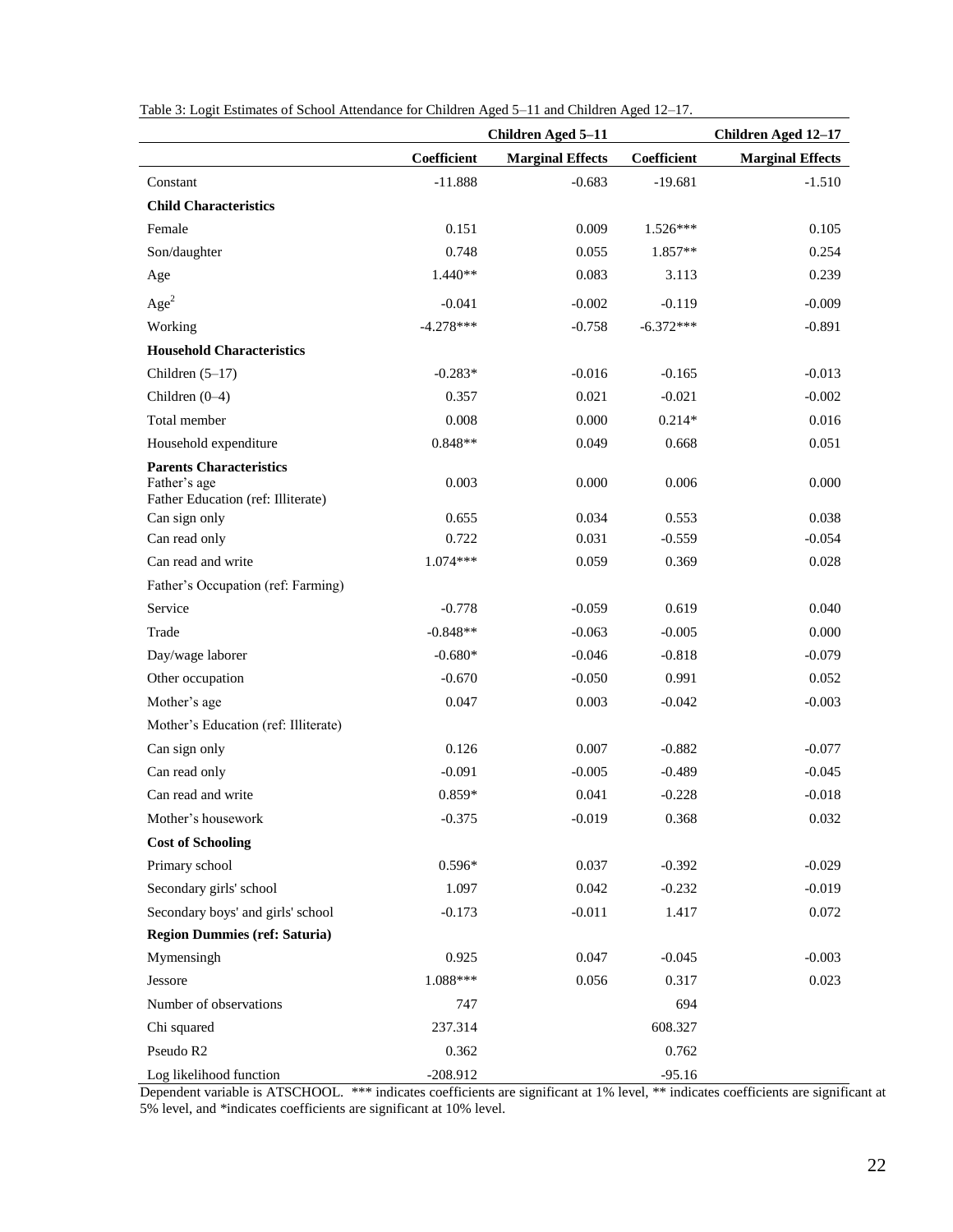Table 3: Logit Estimates of School Attendance for Children Aged 5–11 and Children Aged 12–17.

| | Children Aged 5–11 | | Children Aged 12–17 | |
|---|---|---|---|---|
| | Coefficient | Marginal Effects | Coefficient | Marginal Effects |
| Constant | -11.888 | -0.683 | -19.681 | -1.510 |
| **Child Characteristics** | | | | |
| Female | 0.151 | 0.009 | 1.526*** | 0.105 |
| Son/daughter | 0.748 | 0.055 | 1.857** | 0.254 |
| Age | 1.440** | 0.083 | 3.113 | 0.239 |
| $Age^2$ | -0.041 | -0.002 | -0.119 | -0.009 |
| Working | -4.278*** | -0.758 | -6.372*** | -0.891 |
| **Household Characteristics** | | | | |
| Children (5–17) | -0.283* | -0.016 | -0.165 | -0.013 |
| Children (0–4) | 0.357 | 0.021 | -0.021 | -0.002 |
| Total member | 0.008 | 0.000 | 0.214* | 0.016 |
| Household expenditure | 0.848** | 0.049 | 0.668 | 0.051 |
| **Parents Characteristics** | | | | |
| Father's age | 0.003 | 0.000 | 0.006 | 0.000 |
| Father Education (ref: Illiterate) | | | | |
| Can sign only | 0.655 | 0.034 | 0.553 | 0.038 |
| Can read only | 0.722 | 0.031 | -0.559 | -0.054 |
| Can read and write | 1.074*** | 0.059 | 0.369 | 0.028 |
| Father's Occupation (ref: Farming) | | | | |
| Service | -0.778 | -0.059 | 0.619 | 0.040 |
| Trade | -0.848** | -0.063 | -0.005 | 0.000 |
| Day/wage laborer | -0.680* | -0.046 | -0.818 | -0.079 |
| Other occupation | -0.670 | -0.050 | 0.991 | 0.052 |
| Mother's age | 0.047 | 0.003 | -0.042 | -0.003 |
| Mother's Education (ref: Illiterate) | | | | |
| Can sign only | 0.126 | 0.007 | -0.882 | -0.077 |
| Can read only | -0.091 | -0.005 | -0.489 | -0.045 |
| Can read and write | 0.859* | 0.041 | -0.228 | -0.018 |
| Mother's housework | -0.375 | -0.019 | 0.368 | 0.032 |
| **Cost of Schooling** | | | | |
| Primary school | 0.596* | 0.037 | -0.392 | -0.029 |
| Secondary girls' school | 1.097 | 0.042 | -0.232 | -0.019 |
| Secondary boys' and girls' school | -0.173 | -0.011 | 1.417 | 0.072 |
| **Region Dummies (ref: Saturia)** | | | | |
| Mymensingh | 0.925 | 0.047 | -0.045 | -0.003 |
| Jessore | 1.088*** | 0.056 | 0.317 | 0.023 |
| Number of observations | 747 | | 694 | |
| Chi squared | 237.314 | | 608.327 | |
| Pseudo R2 | 0.362 | | 0.762 | |
| Log likelihood function | -208.912 | | -95.16 | |

Dependent variable is ATSCHOOL. *** indicates coefficients are significant at 1% level, ** indicates coefficients are significant at 5% level, and *indicates coefficients are significant at 10% level.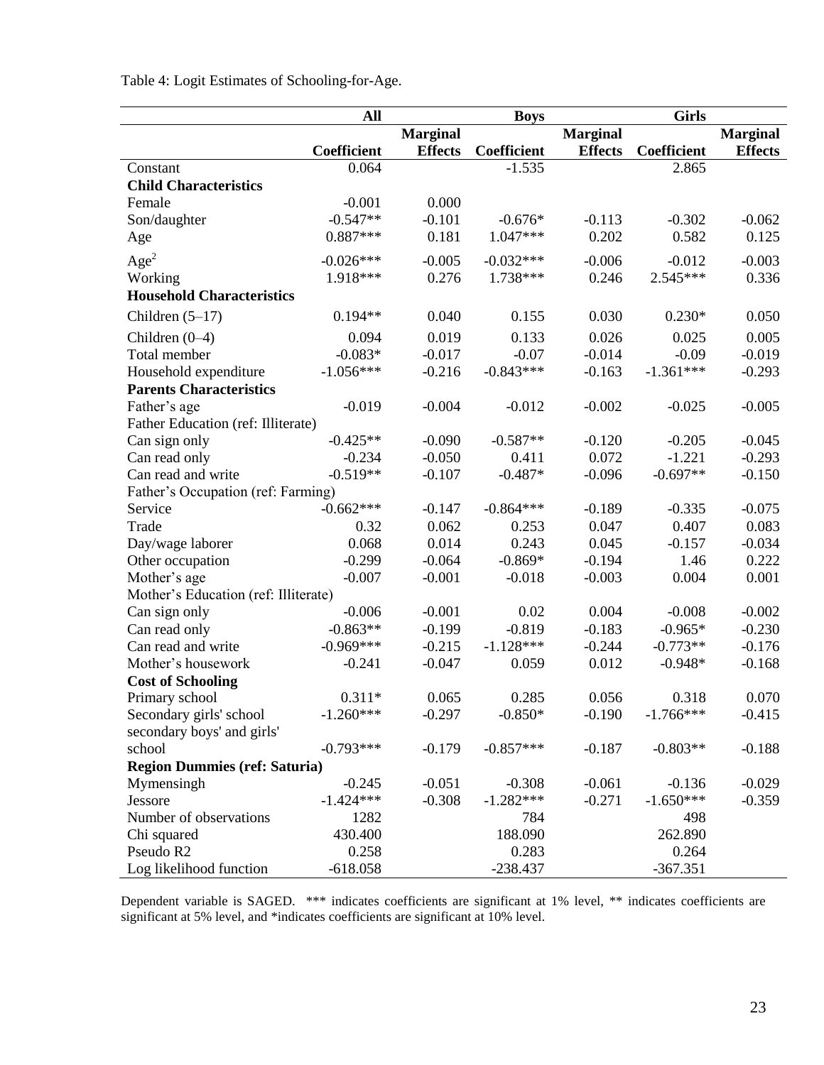Table 4: Logit Estimates of Schooling-for-Age.

| | All | | Boys | | Girls | |
|---|---|---|---|---|---|---|
| | Coefficient | Marginal Effects | Coefficient | Marginal Effects | Coefficient | Marginal Effects |
| Constant | 0.064 | | -1.535 | | 2.865 | |
| **Child Characteristics** | | | | | | |
| Female | -0.001 | 0.000 | | | | |
| Son/daughter | -0.547** | -0.101 | -0.676* | -0.113 | -0.302 | -0.062 |
| Age | 0.887*** | 0.181 | 1.047*** | 0.202 | 0.582 | 0.125 |
| $Age^2$ | -0.026*** | -0.005 | -0.032*** | -0.006 | -0.012 | -0.003 |
| Working | 1.918*** | 0.276 | 1.738*** | 0.246 | 2.545*** | 0.336 |
| **Household Characteristics** | | | | | | |
| Children (5–17) | 0.194** | 0.040 | 0.155 | 0.030 | 0.230* | 0.050 |
| Children (0–4) | 0.094 | 0.019 | 0.133 | 0.026 | 0.025 | 0.005 |
| Total member | -0.083* | -0.017 | -0.07 | -0.014 | -0.09 | -0.019 |
| Household expenditure | -1.056*** | -0.216 | -0.843*** | -0.163 | -1.361*** | -0.293 |
| **Parents Characteristics** | | | | | | |
| Father's age | -0.019 | -0.004 | -0.012 | -0.002 | -0.025 | -0.005 |
| Father Education (ref: Illiterate) | | | | | | |
| Can sign only | -0.425** | -0.090 | -0.587** | -0.120 | -0.205 | -0.045 |
| Can read only | -0.234 | -0.050 | 0.411 | 0.072 | -1.221 | -0.293 |
| Can read and write | -0.519** | -0.107 | -0.487* | -0.096 | -0.697** | -0.150 |
| Father's Occupation (ref: Farming) | | | | | | |
| Service | -0.662*** | -0.147 | -0.864*** | -0.189 | -0.335 | -0.075 |
| Trade | 0.32 | 0.062 | 0.253 | 0.047 | 0.407 | 0.083 |
| Day/wage laborer | 0.068 | 0.014 | 0.243 | 0.045 | -0.157 | -0.034 |
| Other occupation | -0.299 | -0.064 | -0.869* | -0.194 | 1.46 | 0.222 |
| Mother's age | -0.007 | -0.001 | -0.018 | -0.003 | 0.004 | 0.001 |
| Mother's Education (ref: Illiterate) | | | | | | |
| Can sign only | -0.006 | -0.001 | 0.02 | 0.004 | -0.008 | -0.002 |
| Can read only | -0.863** | -0.199 | -0.819 | -0.183 | -0.965* | -0.230 |
| Can read and write | -0.969*** | -0.215 | -1.128*** | -0.244 | -0.773** | -0.176 |
| Mother's housework | -0.241 | -0.047 | 0.059 | 0.012 | -0.948* | -0.168 |
| **Cost of Schooling** | | | | | | |
| Primary school | 0.311* | 0.065 | 0.285 | 0.056 | 0.318 | 0.070 |
| Secondary girls' school | -1.260*** | -0.297 | -0.850* | -0.190 | -1.766*** | -0.415 |
| secondary boys' and girls' school | -0.793*** | -0.179 | -0.857*** | -0.187 | -0.803** | -0.188 |
| **Region Dummies (ref: Saturia)** | | | | | | |
| Mymensingh | -0.245 | -0.051 | -0.308 | -0.061 | -0.136 | -0.029 |
| Jessore | -1.424*** | -0.308 | -1.282*** | -0.271 | -1.650*** | -0.359 |
| Number of observations | 1282 | | 784 | | 498 | |
| Chi squared | 430.400 | | 188.090 | | 262.890 | |
| Pseudo R2 | 0.258 | | 0.283 | | 0.264 | |
| Log likelihood function | -618.058 | | -238.437 | | -367.351 | |

Dependent variable is SAGED. *** indicates coefficients are significant at 1% level, ** indicates coefficients are significant at 5% level, and *indicates coefficients are significant at 10% level.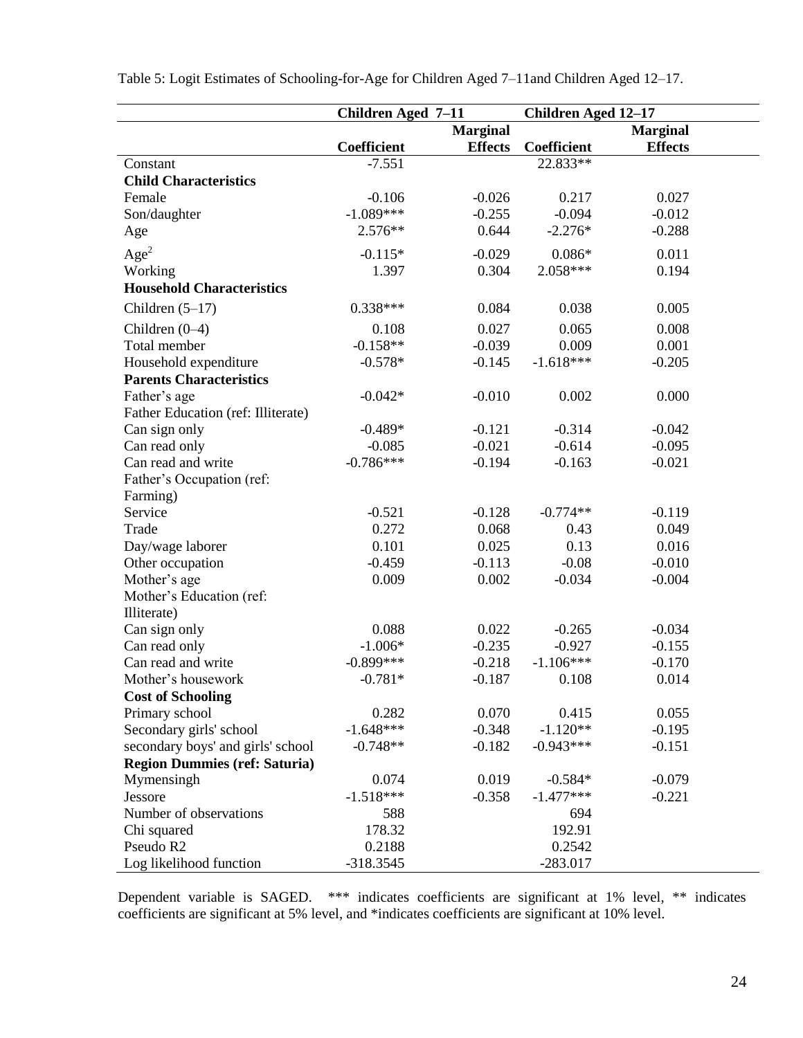Table 5: Logit Estimates of Schooling-for-Age for Children Aged 7–11and Children Aged 12–17.

| | Children Aged 7–11 | | Children Aged 12–17 | |
|---|---|---|---|---|
| | Coefficient | Marginal Effects | Coefficient | Marginal Effects |
| Constant | -7.551 | | 22.833** | |
| **Child Characteristics** | | | | |
| Female | -0.106 | -0.026 | 0.217 | 0.027 |
| Son/daughter | -1.089*** | -0.255 | -0.094 | -0.012 |
| Age | 2.576** | 0.644 | -2.276* | -0.288 |
| $Age^2$ | -0.115* | -0.029 | 0.086* | 0.011 |
| Working | 1.397 | 0.304 | 2.058*** | 0.194 |
| **Household Characteristics** | | | | |
| Children (5–17) | 0.338*** | 0.084 | 0.038 | 0.005 |
| Children (0–4) | 0.108 | 0.027 | 0.065 | 0.008 |
| Total member | -0.158** | -0.039 | 0.009 | 0.001 |
| Household expenditure | -0.578* | -0.145 | -1.618*** | -0.205 |
| **Parents Characteristics** | | | | |
| Father's age | -0.042* | -0.010 | 0.002 | 0.000 |
| Father Education (ref: Illiterate) | | | | |
| Can sign only | -0.489* | -0.121 | -0.314 | -0.042 |
| Can read only | -0.085 | -0.021 | -0.614 | -0.095 |
| Can read and write | -0.786*** | -0.194 | -0.163 | -0.021 |
| Father's Occupation (ref: Farming) | | | | |
| Service | -0.521 | -0.128 | -0.774** | -0.119 |
| Trade | 0.272 | 0.068 | 0.43 | 0.049 |
| Day/wage laborer | 0.101 | 0.025 | 0.13 | 0.016 |
| Other occupation | -0.459 | -0.113 | -0.08 | -0.010 |
| Mother's age | 0.009 | 0.002 | -0.034 | -0.004 |
| Mother's Education (ref: Illiterate) | | | | |
| Can sign only | 0.088 | 0.022 | -0.265 | -0.034 |
| Can read only | -1.006* | -0.235 | -0.927 | -0.155 |
| Can read and write | -0.899*** | -0.218 | -1.106*** | -0.170 |
| Mother's housework | -0.781* | -0.187 | 0.108 | 0.014 |
| **Cost of Schooling** | | | | |
| Primary school | 0.282 | 0.070 | 0.415 | 0.055 |
| Secondary girls' school | -1.648*** | -0.348 | -1.120** | -0.195 |
| secondary boys' and girls' school | -0.748** | -0.182 | -0.943*** | -0.151 |
| **Region Dummies (ref: Saturia)** | | | | |
| Mymensingh | 0.074 | 0.019 | -0.584* | -0.079 |
| Jessore | -1.518*** | -0.358 | -1.477*** | -0.221 |
| Number of observations | 588 | | 694 | |
| Chi squared | 178.32 | | 192.91 | |
| Pseudo R2 | 0.2188 | | 0.2542 | |
| Log likelihood function | -318.3545 | | -283.017 | |

Dependent variable is SAGED. *** indicates coefficients are significant at 1% level, ** indicates coefficients are significant at 5% level, and *indicates coefficients are significant at 10% level.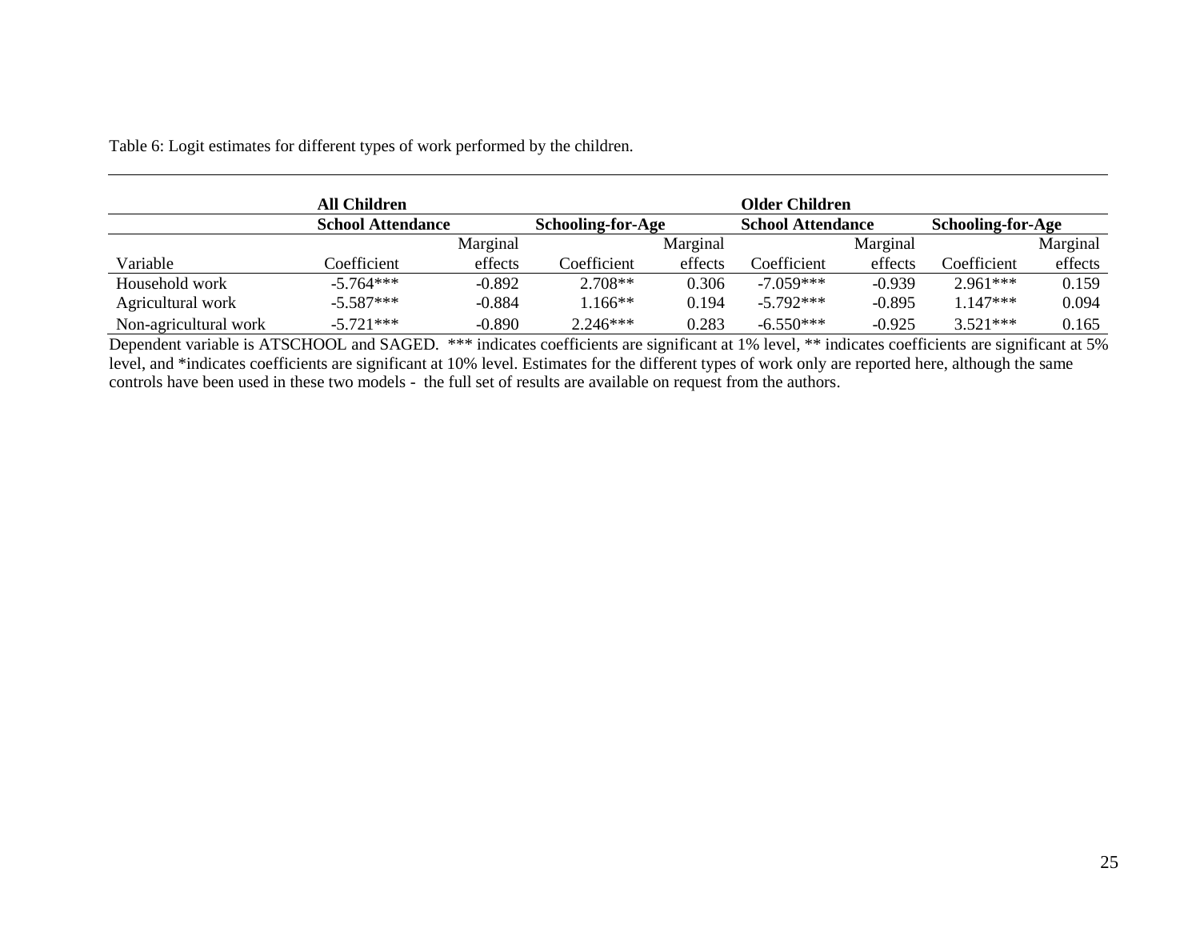Table 6: Logit estimates for different types of work performed by the children.

| | All Children | | | | Older Children | | | |
|---|---|---|---|---|---|---|---|---|
| | **School Attendance** | | **Schooling-for-Age** | | **School Attendance** | | **Schooling-for-Age** | |
| Variable | Coefficient | Marginal effects | Coefficient | Marginal effects | Coefficient | Marginal effects | Coefficient | Marginal effects |
| Household work | -5.764*** | -0.892 | 2.708** | 0.306 | -7.059*** | -0.939 | 2.961*** | 0.159 |
| Agricultural work | -5.587*** | -0.884 | 1.166** | 0.194 | -5.792*** | -0.895 | 1.147*** | 0.094 |
| Non-agricultural work | -5.721*** | -0.890 | 2.246*** | 0.283 | -6.550*** | -0.925 | 3.521*** | 0.165 |

Dependent variable is ATSCHOOL and SAGED. *** indicates coefficients are significant at 1% level, ** indicates coefficients are significant at 5% level, and *indicates coefficients are significant at 10% level. Estimates for the different types of work only are reported here, although the same controls have been used in these two models - the full set of results are available on request from the authors.